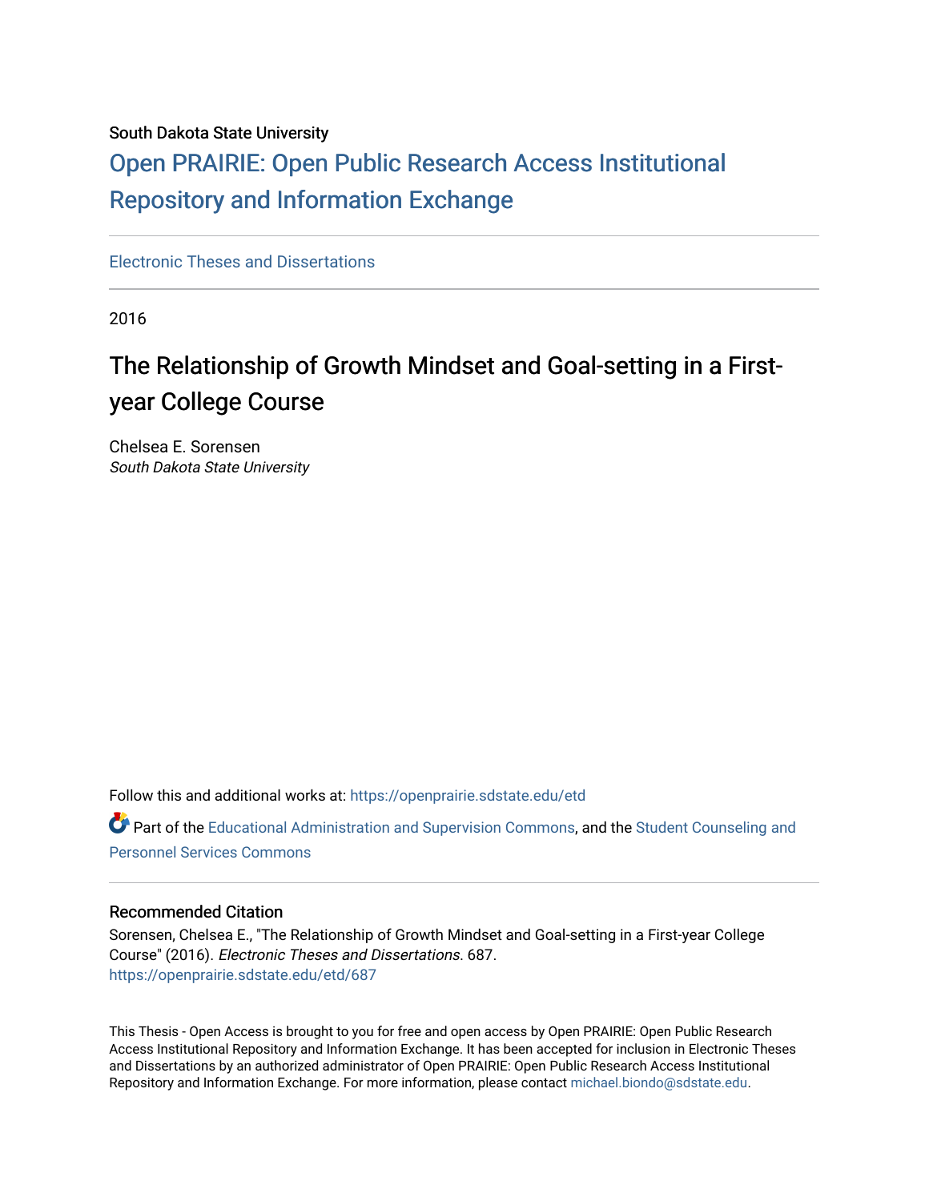South Dakota State University

# Open PRAIRIE: Open Public Research Access Institutional Repository and Information Exchange

Electronic Theses and Dissertations

2016

## The Relationship of Growth Mindset and Goal-setting in a First-year College Course

Chelsea E. Sorensen
*South Dakota State University*

Follow this and additional works at: https://openprairie.sdstate.edu/etd

Part of the Educational Administration and Supervision Commons, and the Student Counseling and Personnel Services Commons

### Recommended Citation

Sorensen, Chelsea E., "The Relationship of Growth Mindset and Goal-setting in a First-year College Course" (2016). *Electronic Theses and Dissertations.* 687.
https://openprairie.sdstate.edu/etd/687

This Thesis - Open Access is brought to you for free and open access by Open PRAIRIE: Open Public Research Access Institutional Repository and Information Exchange. It has been accepted for inclusion in Electronic Theses and Dissertations by an authorized administrator of Open PRAIRIE: Open Public Research Access Institutional Repository and Information Exchange. For more information, please contact michael.biondo@sdstate.edu.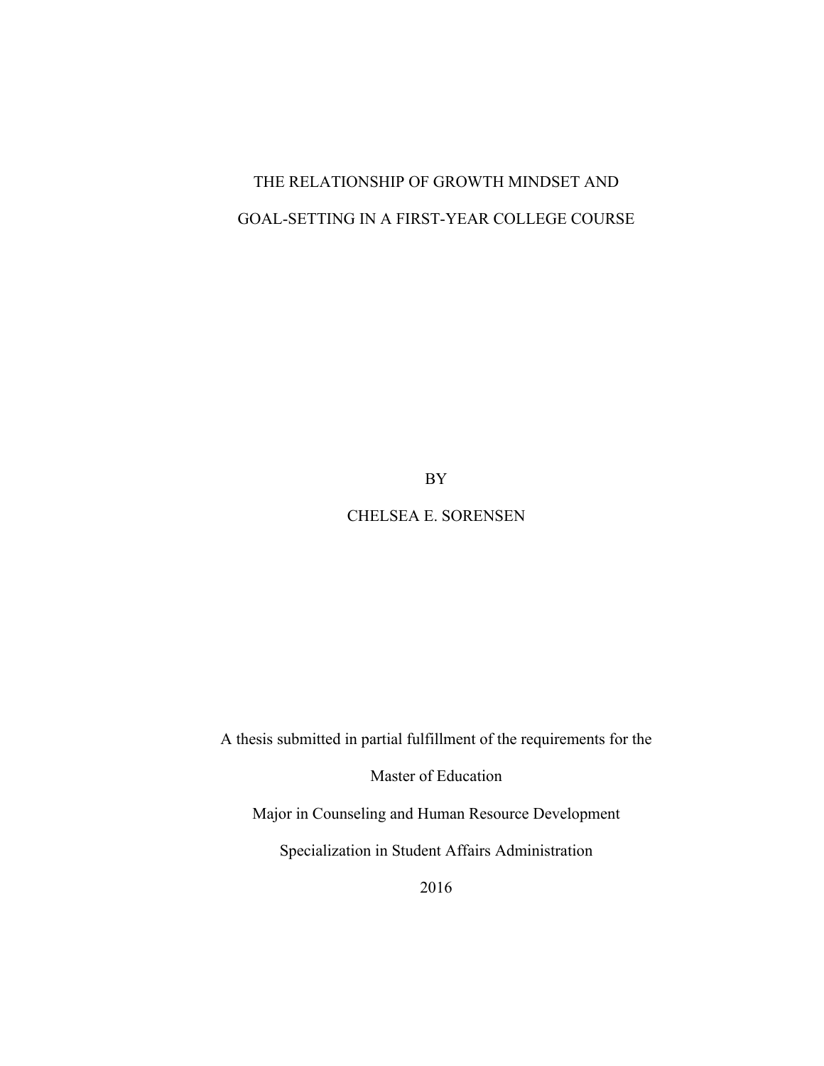# THE RELATIONSHIP OF GROWTH MINDSET AND GOAL-SETTING IN A FIRST-YEAR COLLEGE COURSE

BY

CHELSEA E. SORENSEN

A thesis submitted in partial fulfillment of the requirements for the

Master of Education

Major in Counseling and Human Resource Development

Specialization in Student Affairs Administration

2016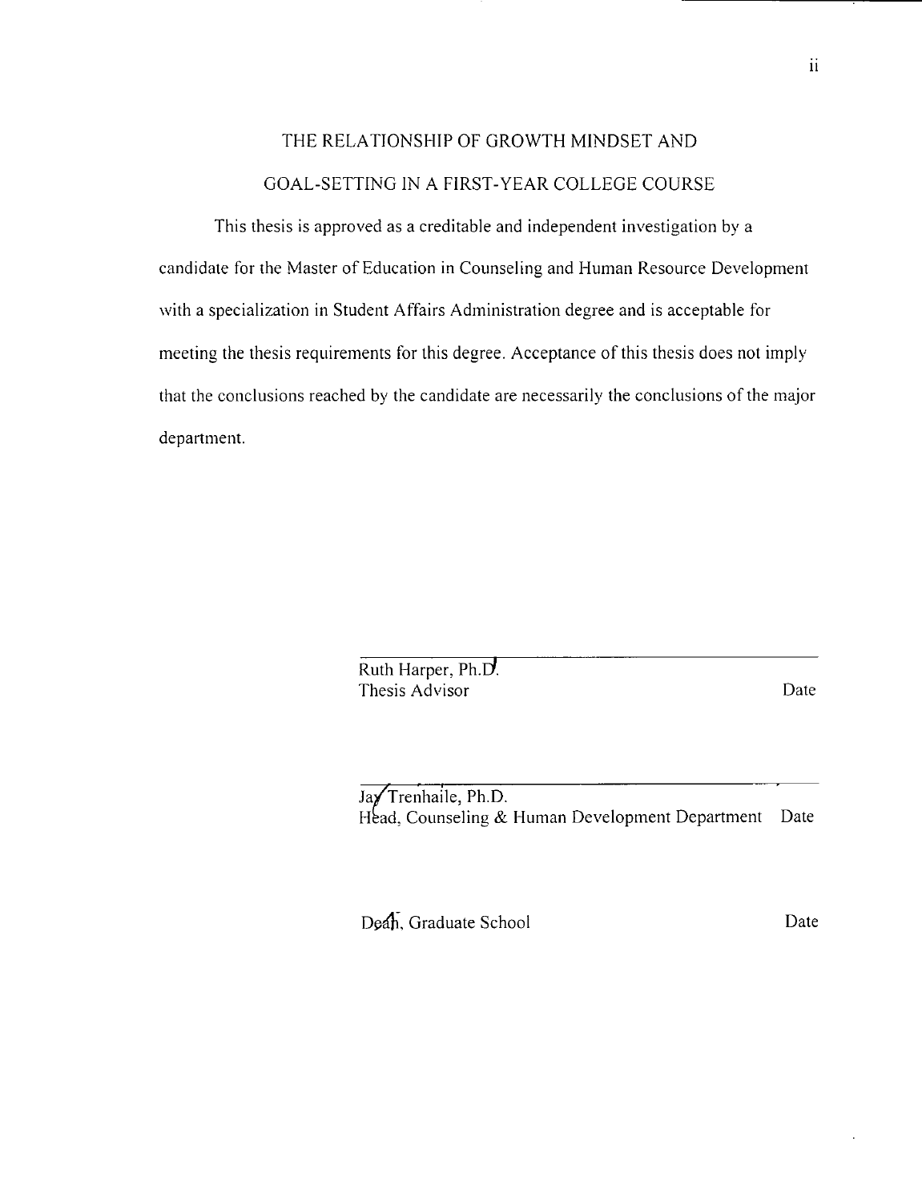# THE RELATIONSHIP OF GROWTH MINDSET AND GOAL-SETTING IN A FIRST-YEAR COLLEGE COURSE

This thesis is approved as a creditable and independent investigation by a candidate for the Master of Education in Counseling and Human Resource Development with a specialization in Student Affairs Administration degree and is acceptable for meeting the thesis requirements for this degree. Acceptance of this thesis does not imply that the conclusions reached by the candidate are necessarily the conclusions of the major department.

Ruth Harper, Ph.D.
Thesis Advisor — Date

Jay Trenhaile, Ph.D.
Head, Counseling & Human Development Department — Date

Dean, Graduate School — Date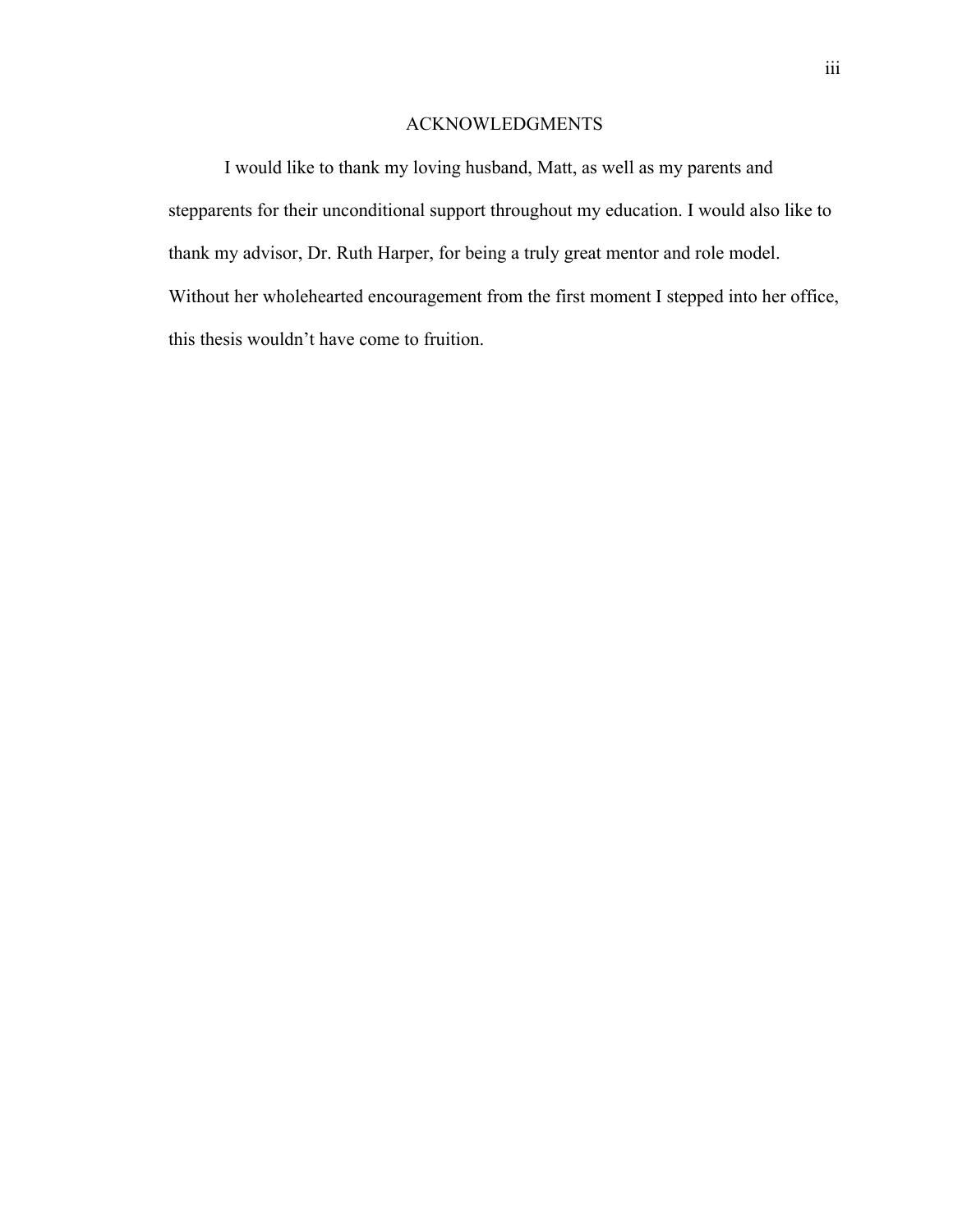# ACKNOWLEDGMENTS

I would like to thank my loving husband, Matt, as well as my parents and stepparents for their unconditional support throughout my education. I would also like to thank my advisor, Dr. Ruth Harper, for being a truly great mentor and role model. Without her wholehearted encouragement from the first moment I stepped into her office, this thesis wouldn't have come to fruition.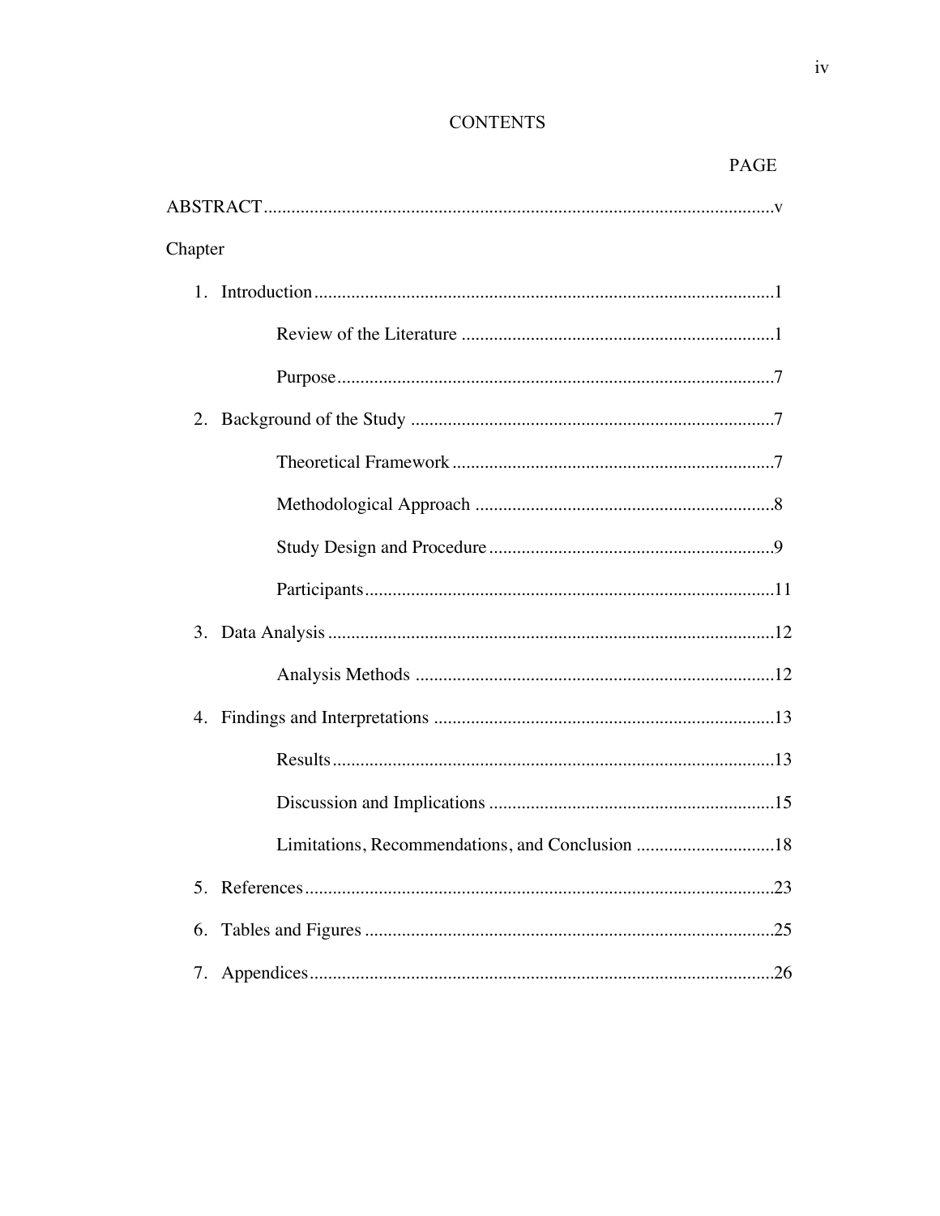# CONTENTS

PAGE

ABSTRACT.......................................................................................................v

Chapter

1. Introduction.......................................................................................................1
    - Review of the Literature ....................................................................1
    - Purpose................................................................................................7
2. Background of the Study ................................................................................7
    - Theoretical Framework .......................................................................7
    - Methodological Approach ..................................................................8
    - Study Design and Procedure ...............................................................9
    - Participants..........................................................................................11
3. Data Analysis ...................................................................................................12
    - Analysis Methods ...............................................................................12
4. Findings and Interpretations ............................................................................13
    - Results.................................................................................................13
    - Discussion and Implications ...............................................................15
    - Limitations, Recommendations, and Conclusion ...............................18
5. References........................................................................................................23
6. Tables and Figures ...........................................................................................25
7. Appendices.......................................................................................................26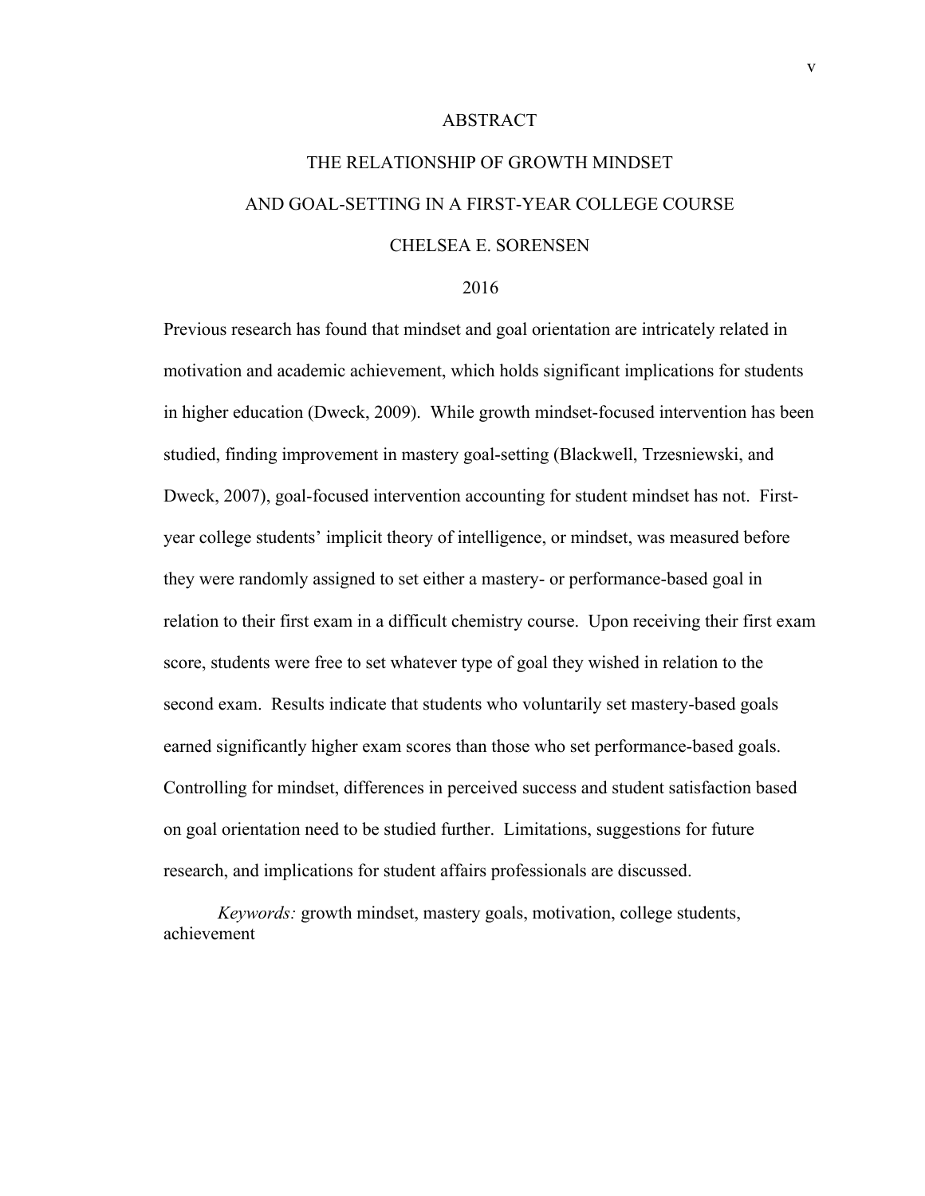# ABSTRACT

## THE RELATIONSHIP OF GROWTH MINDSET AND GOAL-SETTING IN A FIRST-YEAR COLLEGE COURSE

CHELSEA E. SORENSEN

2016

Previous research has found that mindset and goal orientation are intricately related in motivation and academic achievement, which holds significant implications for students in higher education (Dweck, 2009). While growth mindset-focused intervention has been studied, finding improvement in mastery goal-setting (Blackwell, Trzesniewski, and Dweck, 2007), goal-focused intervention accounting for student mindset has not. First-year college students' implicit theory of intelligence, or mindset, was measured before they were randomly assigned to set either a mastery- or performance-based goal in relation to their first exam in a difficult chemistry course. Upon receiving their first exam score, students were free to set whatever type of goal they wished in relation to the second exam. Results indicate that students who voluntarily set mastery-based goals earned significantly higher exam scores than those who set performance-based goals. Controlling for mindset, differences in perceived success and student satisfaction based on goal orientation need to be studied further. Limitations, suggestions for future research, and implications for student affairs professionals are discussed.

*Keywords:* growth mindset, mastery goals, motivation, college students, achievement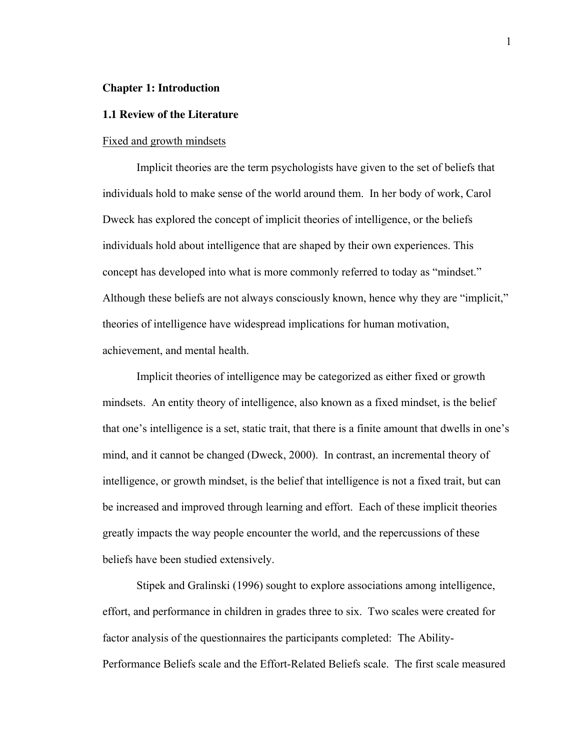# Chapter 1: Introduction

## 1.1 Review of the Literature

### Fixed and growth mindsets

Implicit theories are the term psychologists have given to the set of beliefs that individuals hold to make sense of the world around them. In her body of work, Carol Dweck has explored the concept of implicit theories of intelligence, or the beliefs individuals hold about intelligence that are shaped by their own experiences. This concept has developed into what is more commonly referred to today as "mindset." Although these beliefs are not always consciously known, hence why they are "implicit," theories of intelligence have widespread implications for human motivation, achievement, and mental health.

Implicit theories of intelligence may be categorized as either fixed or growth mindsets. An entity theory of intelligence, also known as a fixed mindset, is the belief that one's intelligence is a set, static trait, that there is a finite amount that dwells in one's mind, and it cannot be changed (Dweck, 2000). In contrast, an incremental theory of intelligence, or growth mindset, is the belief that intelligence is not a fixed trait, but can be increased and improved through learning and effort. Each of these implicit theories greatly impacts the way people encounter the world, and the repercussions of these beliefs have been studied extensively.

Stipek and Gralinski (1996) sought to explore associations among intelligence, effort, and performance in children in grades three to six. Two scales were created for factor analysis of the questionnaires the participants completed: The Ability-Performance Beliefs scale and the Effort-Related Beliefs scale. The first scale measured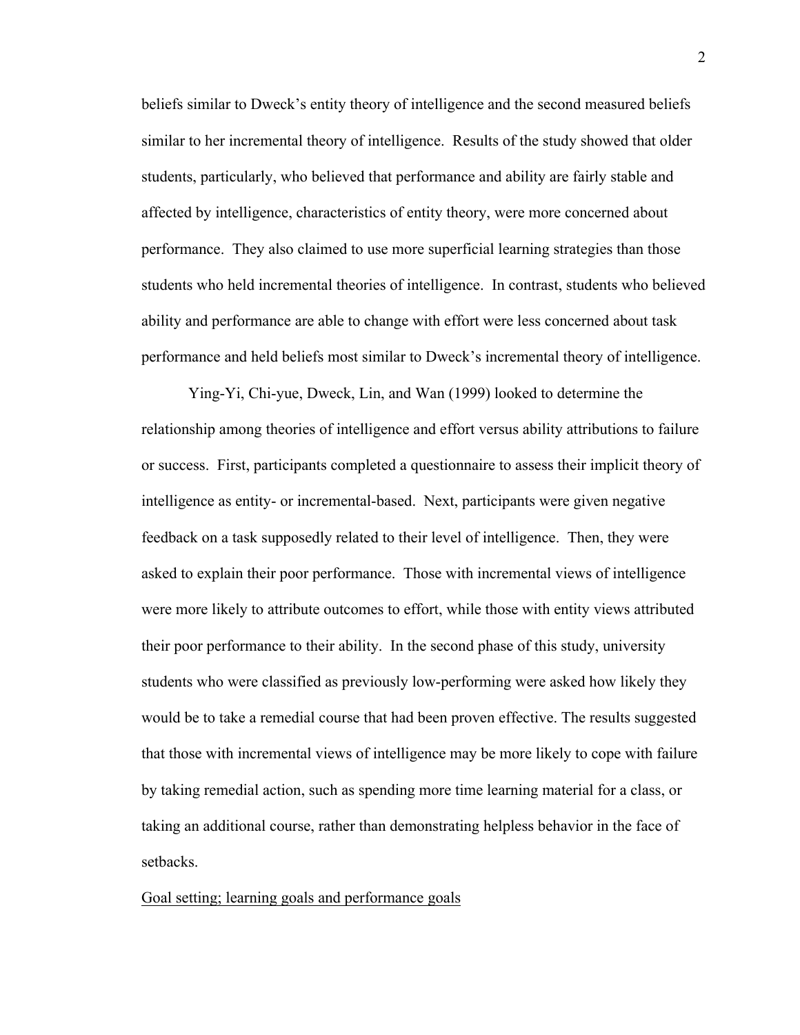beliefs similar to Dweck's entity theory of intelligence and the second measured beliefs similar to her incremental theory of intelligence. Results of the study showed that older students, particularly, who believed that performance and ability are fairly stable and affected by intelligence, characteristics of entity theory, were more concerned about performance. They also claimed to use more superficial learning strategies than those students who held incremental theories of intelligence. In contrast, students who believed ability and performance are able to change with effort were less concerned about task performance and held beliefs most similar to Dweck's incremental theory of intelligence.

Ying-Yi, Chi-yue, Dweck, Lin, and Wan (1999) looked to determine the relationship among theories of intelligence and effort versus ability attributions to failure or success. First, participants completed a questionnaire to assess their implicit theory of intelligence as entity- or incremental-based. Next, participants were given negative feedback on a task supposedly related to their level of intelligence. Then, they were asked to explain their poor performance. Those with incremental views of intelligence were more likely to attribute outcomes to effort, while those with entity views attributed their poor performance to their ability. In the second phase of this study, university students who were classified as previously low-performing were asked how likely they would be to take a remedial course that had been proven effective. The results suggested that those with incremental views of intelligence may be more likely to cope with failure by taking remedial action, such as spending more time learning material for a class, or taking an additional course, rather than demonstrating helpless behavior in the face of setbacks.

## Goal setting; learning goals and performance goals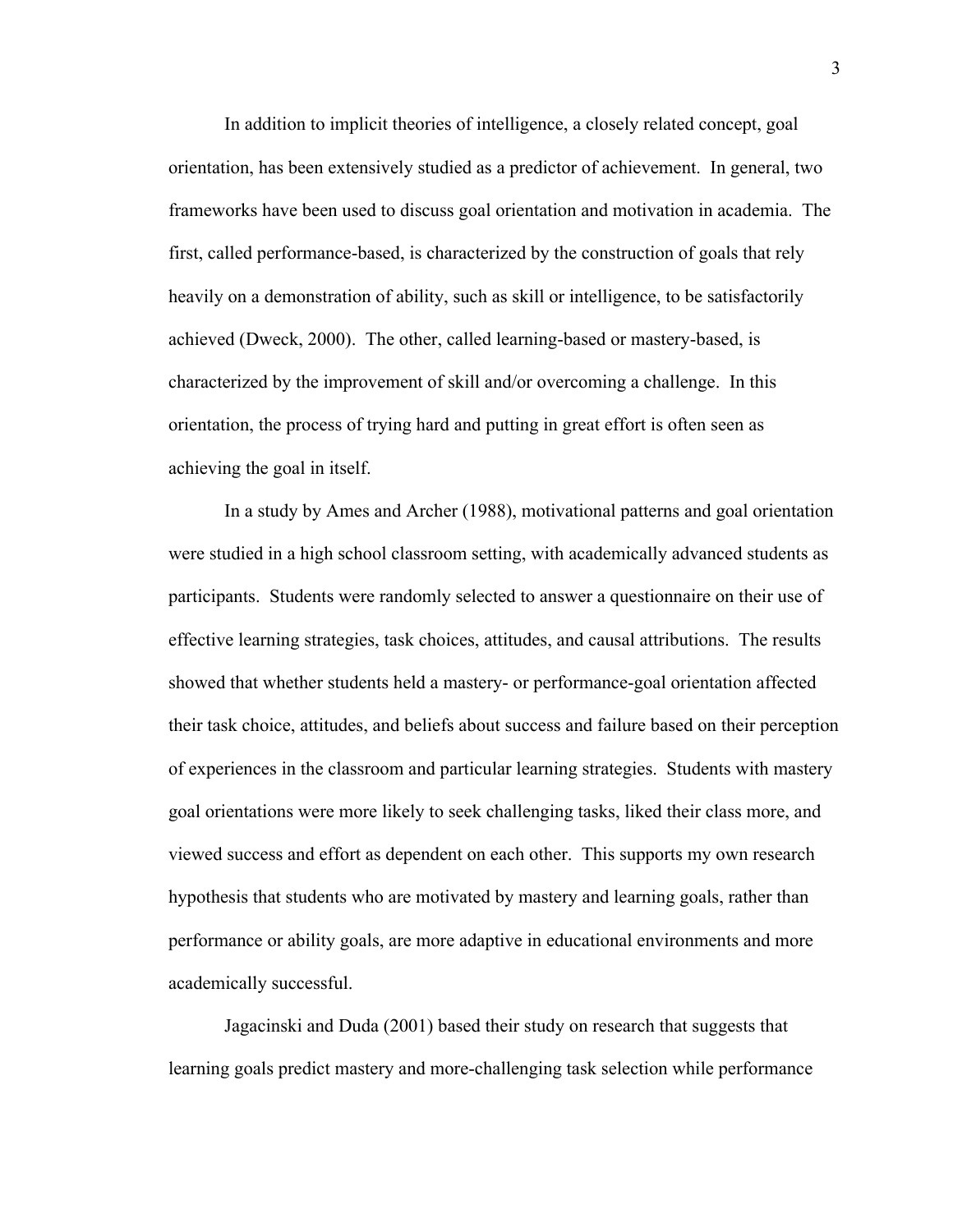In addition to implicit theories of intelligence, a closely related concept, goal orientation, has been extensively studied as a predictor of achievement. In general, two frameworks have been used to discuss goal orientation and motivation in academia. The first, called performance-based, is characterized by the construction of goals that rely heavily on a demonstration of ability, such as skill or intelligence, to be satisfactorily achieved (Dweck, 2000). The other, called learning-based or mastery-based, is characterized by the improvement of skill and/or overcoming a challenge. In this orientation, the process of trying hard and putting in great effort is often seen as achieving the goal in itself.

In a study by Ames and Archer (1988), motivational patterns and goal orientation were studied in a high school classroom setting, with academically advanced students as participants. Students were randomly selected to answer a questionnaire on their use of effective learning strategies, task choices, attitudes, and causal attributions. The results showed that whether students held a mastery- or performance-goal orientation affected their task choice, attitudes, and beliefs about success and failure based on their perception of experiences in the classroom and particular learning strategies. Students with mastery goal orientations were more likely to seek challenging tasks, liked their class more, and viewed success and effort as dependent on each other. This supports my own research hypothesis that students who are motivated by mastery and learning goals, rather than performance or ability goals, are more adaptive in educational environments and more academically successful.

Jagacinski and Duda (2001) based their study on research that suggests that learning goals predict mastery and more-challenging task selection while performance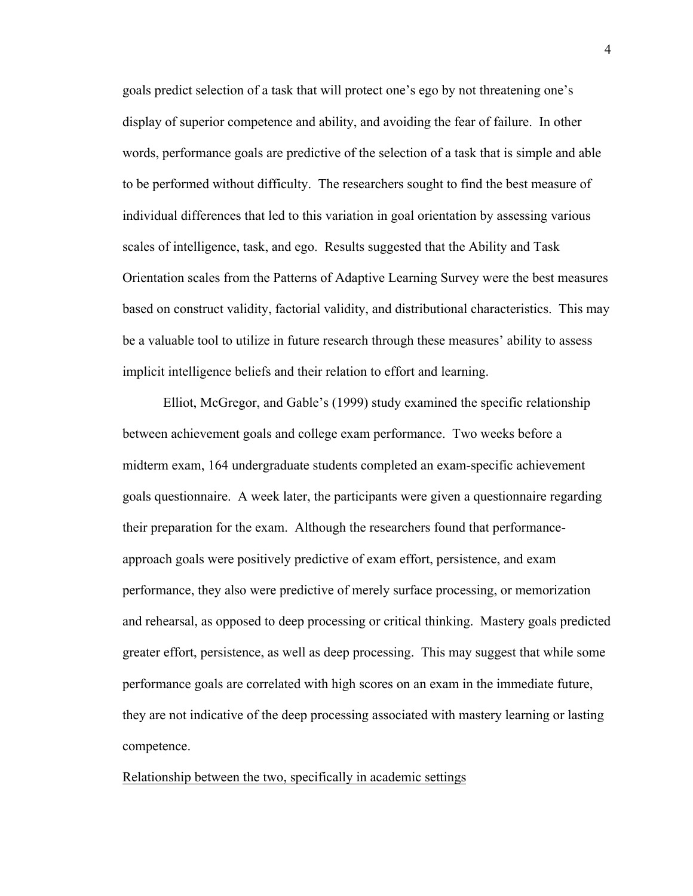goals predict selection of a task that will protect one's ego by not threatening one's display of superior competence and ability, and avoiding the fear of failure. In other words, performance goals are predictive of the selection of a task that is simple and able to be performed without difficulty. The researchers sought to find the best measure of individual differences that led to this variation in goal orientation by assessing various scales of intelligence, task, and ego. Results suggested that the Ability and Task Orientation scales from the Patterns of Adaptive Learning Survey were the best measures based on construct validity, factorial validity, and distributional characteristics. This may be a valuable tool to utilize in future research through these measures' ability to assess implicit intelligence beliefs and their relation to effort and learning.

Elliot, McGregor, and Gable's (1999) study examined the specific relationship between achievement goals and college exam performance. Two weeks before a midterm exam, 164 undergraduate students completed an exam-specific achievement goals questionnaire. A week later, the participants were given a questionnaire regarding their preparation for the exam. Although the researchers found that performance-approach goals were positively predictive of exam effort, persistence, and exam performance, they also were predictive of merely surface processing, or memorization and rehearsal, as opposed to deep processing or critical thinking. Mastery goals predicted greater effort, persistence, as well as deep processing. This may suggest that while some performance goals are correlated with high scores on an exam in the immediate future, they are not indicative of the deep processing associated with mastery learning or lasting competence.

<u>Relationship between the two, specifically in academic settings</u>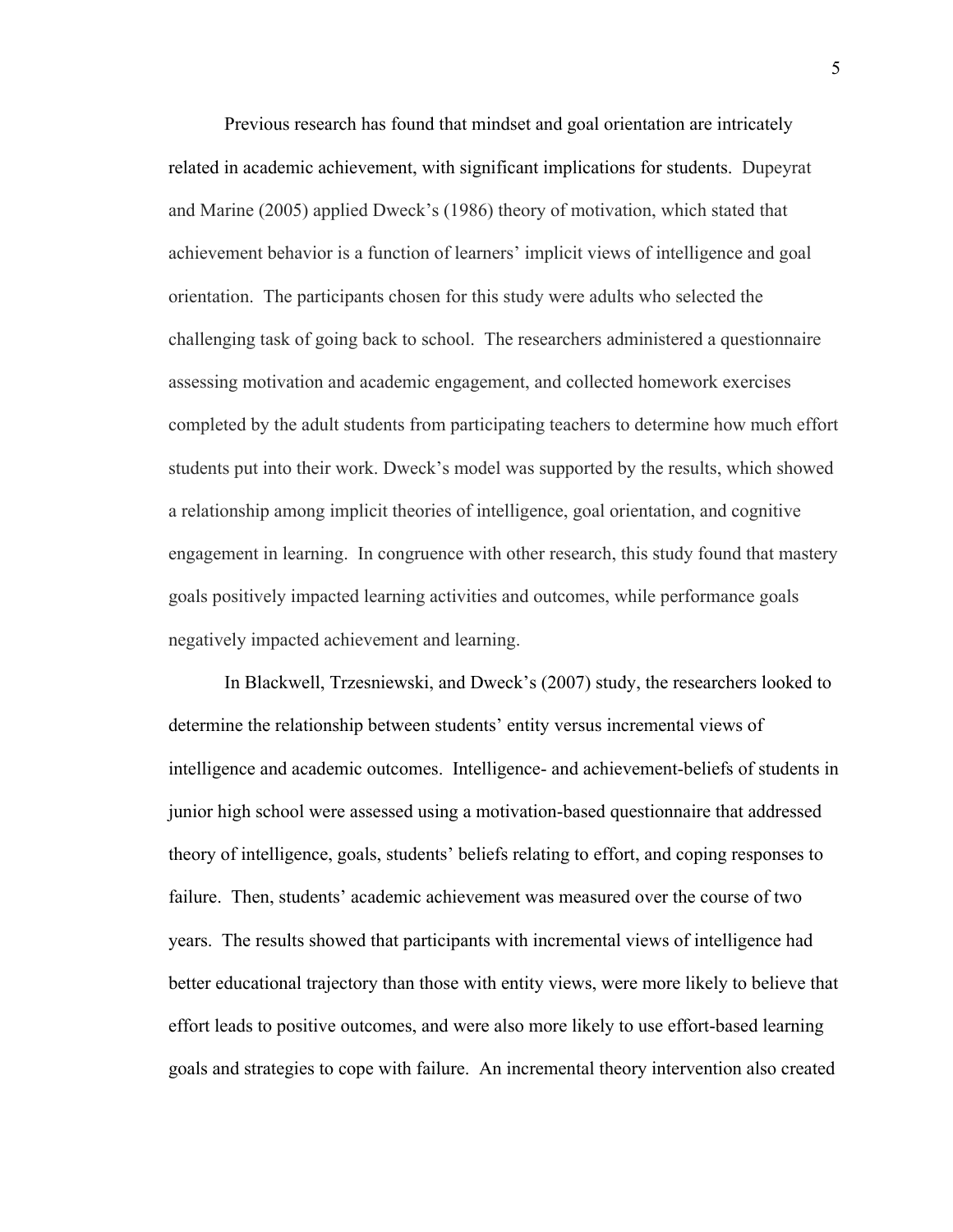Previous research has found that mindset and goal orientation are intricately related in academic achievement, with significant implications for students. Dupeyrat and Marine (2005) applied Dweck's (1986) theory of motivation, which stated that achievement behavior is a function of learners' implicit views of intelligence and goal orientation. The participants chosen for this study were adults who selected the challenging task of going back to school. The researchers administered a questionnaire assessing motivation and academic engagement, and collected homework exercises completed by the adult students from participating teachers to determine how much effort students put into their work. Dweck's model was supported by the results, which showed a relationship among implicit theories of intelligence, goal orientation, and cognitive engagement in learning. In congruence with other research, this study found that mastery goals positively impacted learning activities and outcomes, while performance goals negatively impacted achievement and learning.

In Blackwell, Trzesniewski, and Dweck's (2007) study, the researchers looked to determine the relationship between students' entity versus incremental views of intelligence and academic outcomes. Intelligence- and achievement-beliefs of students in junior high school were assessed using a motivation-based questionnaire that addressed theory of intelligence, goals, students' beliefs relating to effort, and coping responses to failure. Then, students' academic achievement was measured over the course of two years. The results showed that participants with incremental views of intelligence had better educational trajectory than those with entity views, were more likely to believe that effort leads to positive outcomes, and were also more likely to use effort-based learning goals and strategies to cope with failure. An incremental theory intervention also created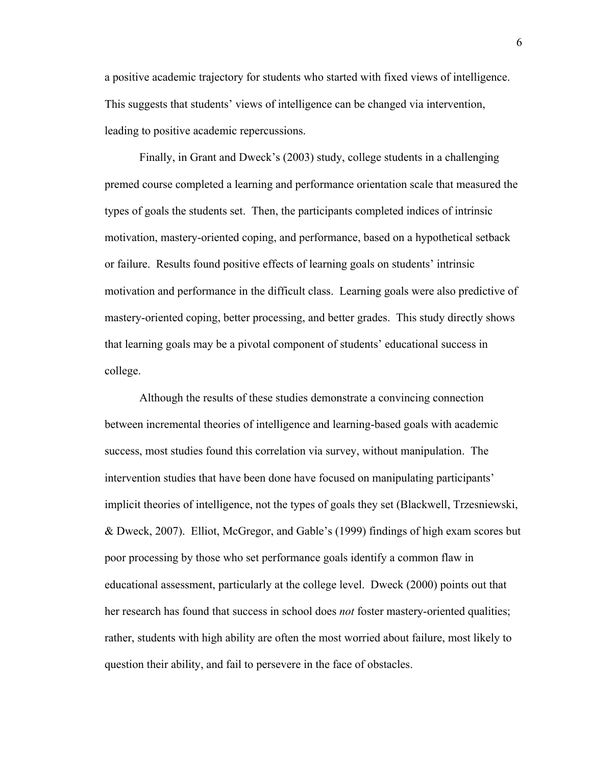a positive academic trajectory for students who started with fixed views of intelligence. This suggests that students' views of intelligence can be changed via intervention, leading to positive academic repercussions.

Finally, in Grant and Dweck's (2003) study, college students in a challenging premed course completed a learning and performance orientation scale that measured the types of goals the students set. Then, the participants completed indices of intrinsic motivation, mastery-oriented coping, and performance, based on a hypothetical setback or failure. Results found positive effects of learning goals on students' intrinsic motivation and performance in the difficult class. Learning goals were also predictive of mastery-oriented coping, better processing, and better grades. This study directly shows that learning goals may be a pivotal component of students' educational success in college.

Although the results of these studies demonstrate a convincing connection between incremental theories of intelligence and learning-based goals with academic success, most studies found this correlation via survey, without manipulation. The intervention studies that have been done have focused on manipulating participants' implicit theories of intelligence, not the types of goals they set (Blackwell, Trzesniewski, & Dweck, 2007). Elliot, McGregor, and Gable's (1999) findings of high exam scores but poor processing by those who set performance goals identify a common flaw in educational assessment, particularly at the college level. Dweck (2000) points out that her research has found that success in school does *not* foster mastery-oriented qualities; rather, students with high ability are often the most worried about failure, most likely to question their ability, and fail to persevere in the face of obstacles.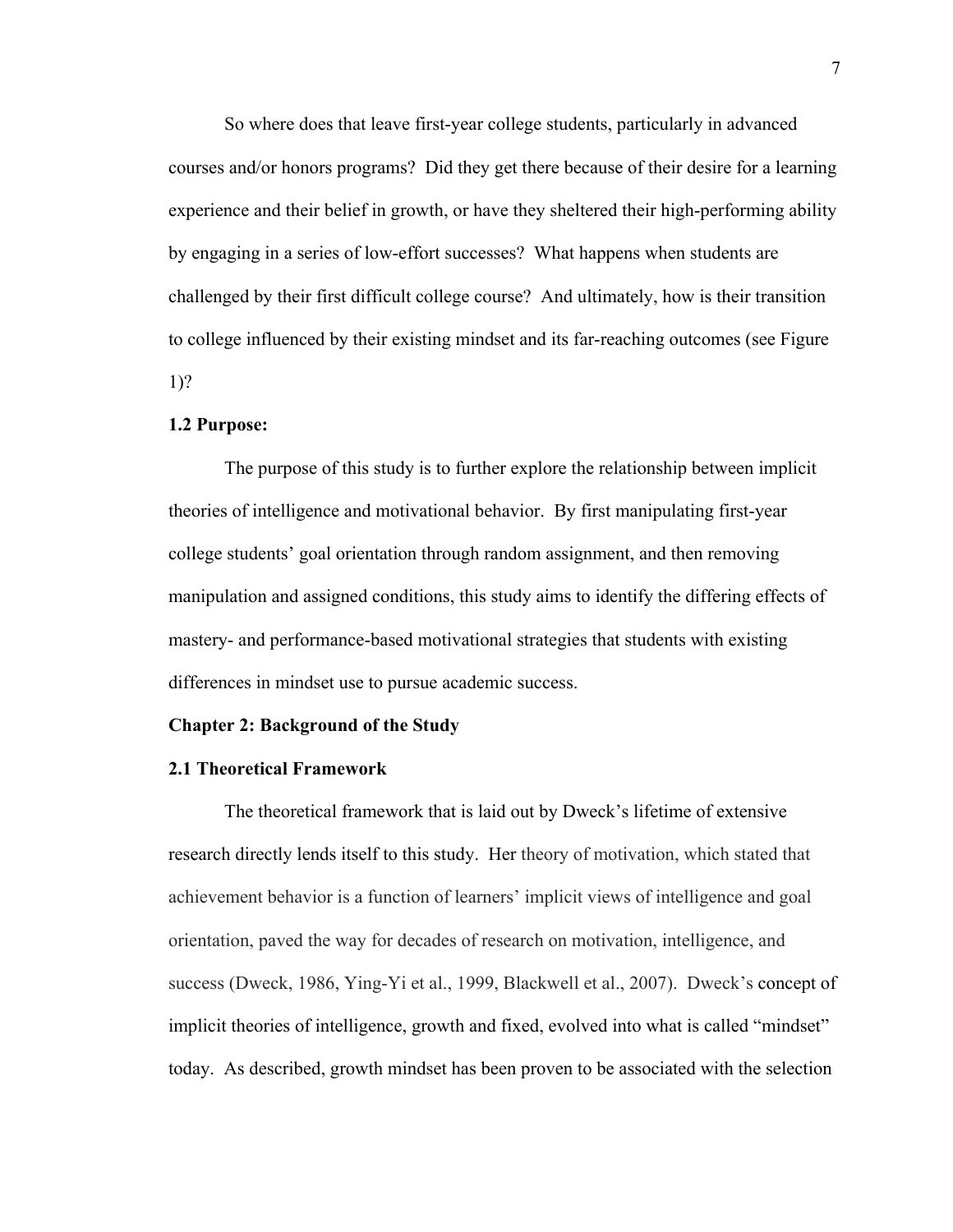So where does that leave first-year college students, particularly in advanced courses and/or honors programs? Did they get there because of their desire for a learning experience and their belief in growth, or have they sheltered their high-performing ability by engaging in a series of low-effort successes? What happens when students are challenged by their first difficult college course? And ultimately, how is their transition to college influenced by their existing mindset and its far-reaching outcomes (see Figure 1)?

**1.2 Purpose:**

The purpose of this study is to further explore the relationship between implicit theories of intelligence and motivational behavior. By first manipulating first-year college students' goal orientation through random assignment, and then removing manipulation and assigned conditions, this study aims to identify the differing effects of mastery- and performance-based motivational strategies that students with existing differences in mindset use to pursue academic success.

## Chapter 2: Background of the Study

### 2.1 Theoretical Framework

The theoretical framework that is laid out by Dweck's lifetime of extensive research directly lends itself to this study. Her theory of motivation, which stated that achievement behavior is a function of learners' implicit views of intelligence and goal orientation, paved the way for decades of research on motivation, intelligence, and success (Dweck, 1986, Ying-Yi et al., 1999, Blackwell et al., 2007). Dweck's concept of implicit theories of intelligence, growth and fixed, evolved into what is called "mindset" today. As described, growth mindset has been proven to be associated with the selection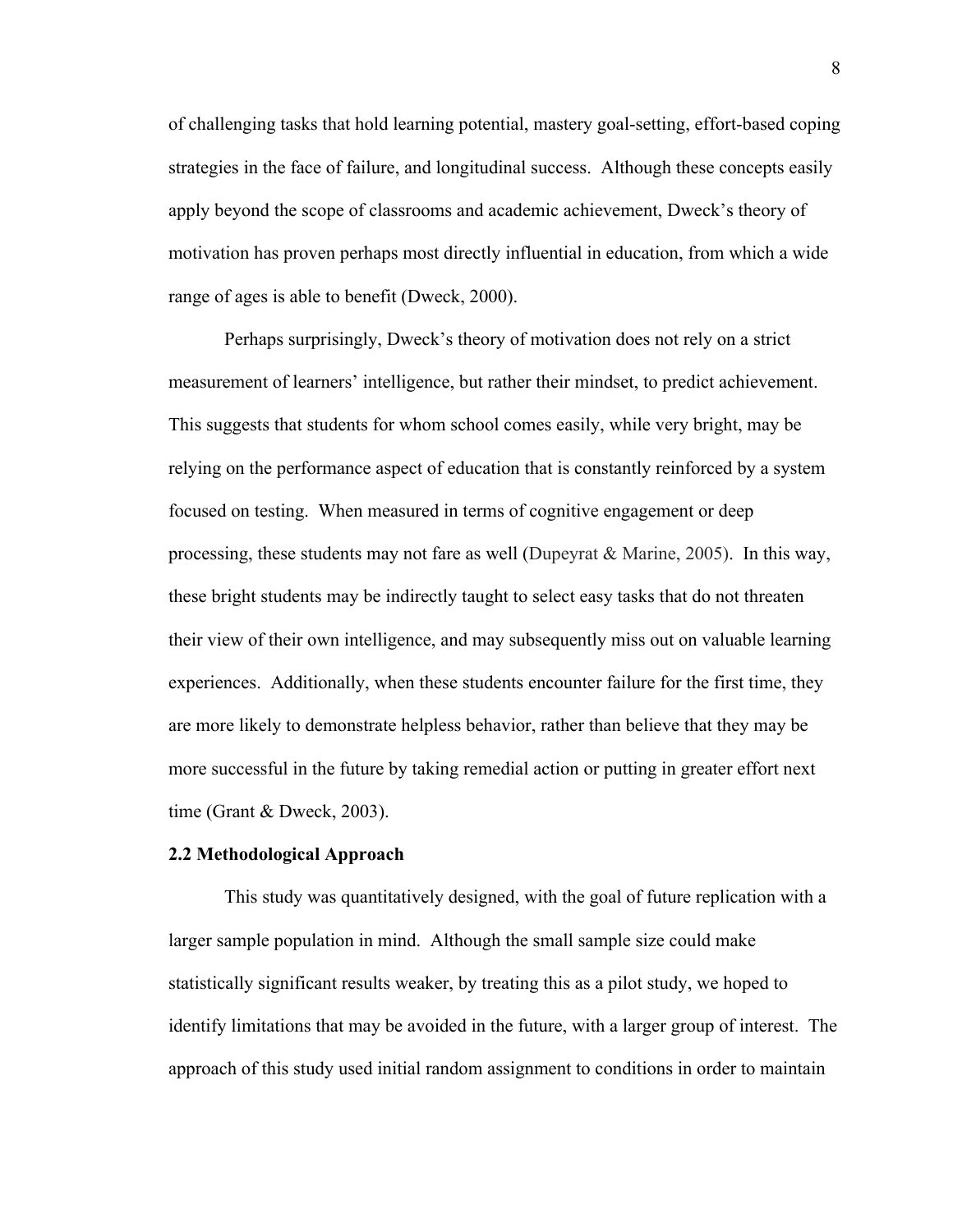of challenging tasks that hold learning potential, mastery goal-setting, effort-based coping strategies in the face of failure, and longitudinal success. Although these concepts easily apply beyond the scope of classrooms and academic achievement, Dweck's theory of motivation has proven perhaps most directly influential in education, from which a wide range of ages is able to benefit (Dweck, 2000).

Perhaps surprisingly, Dweck's theory of motivation does not rely on a strict measurement of learners' intelligence, but rather their mindset, to predict achievement. This suggests that students for whom school comes easily, while very bright, may be relying on the performance aspect of education that is constantly reinforced by a system focused on testing. When measured in terms of cognitive engagement or deep processing, these students may not fare as well (Dupeyrat & Marine, 2005). In this way, these bright students may be indirectly taught to select easy tasks that do not threaten their view of their own intelligence, and may subsequently miss out on valuable learning experiences. Additionally, when these students encounter failure for the first time, they are more likely to demonstrate helpless behavior, rather than believe that they may be more successful in the future by taking remedial action or putting in greater effort next time (Grant & Dweck, 2003).

### 2.2 Methodological Approach

This study was quantitatively designed, with the goal of future replication with a larger sample population in mind. Although the small sample size could make statistically significant results weaker, by treating this as a pilot study, we hoped to identify limitations that may be avoided in the future, with a larger group of interest. The approach of this study used initial random assignment to conditions in order to maintain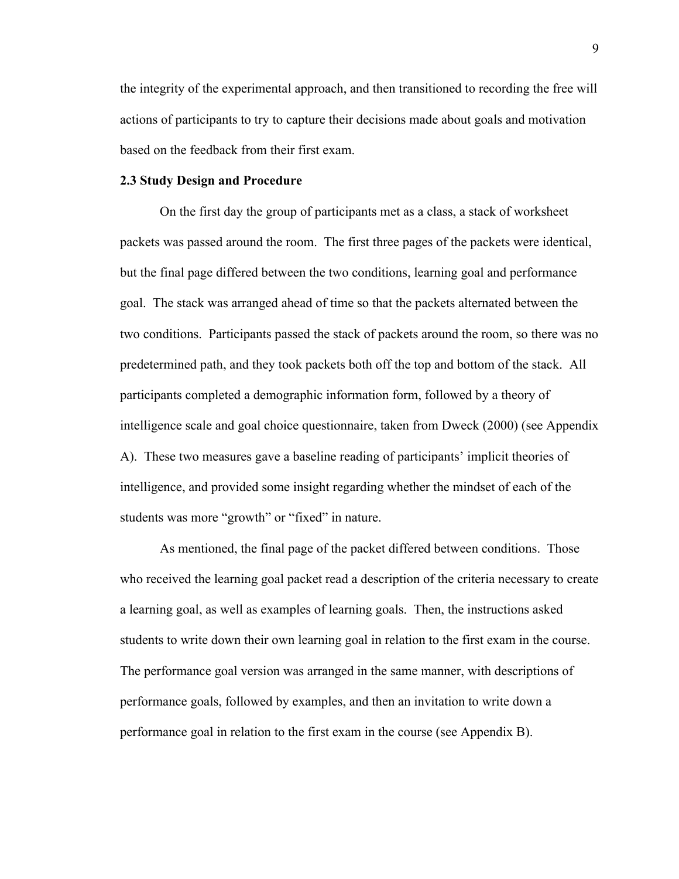the integrity of the experimental approach, and then transitioned to recording the free will actions of participants to try to capture their decisions made about goals and motivation based on the feedback from their first exam.

### 2.3 Study Design and Procedure

On the first day the group of participants met as a class, a stack of worksheet packets was passed around the room. The first three pages of the packets were identical, but the final page differed between the two conditions, learning goal and performance goal. The stack was arranged ahead of time so that the packets alternated between the two conditions. Participants passed the stack of packets around the room, so there was no predetermined path, and they took packets both off the top and bottom of the stack. All participants completed a demographic information form, followed by a theory of intelligence scale and goal choice questionnaire, taken from Dweck (2000) (see Appendix A). These two measures gave a baseline reading of participants' implicit theories of intelligence, and provided some insight regarding whether the mindset of each of the students was more "growth" or "fixed" in nature.

As mentioned, the final page of the packet differed between conditions. Those who received the learning goal packet read a description of the criteria necessary to create a learning goal, as well as examples of learning goals. Then, the instructions asked students to write down their own learning goal in relation to the first exam in the course. The performance goal version was arranged in the same manner, with descriptions of performance goals, followed by examples, and then an invitation to write down a performance goal in relation to the first exam in the course (see Appendix B).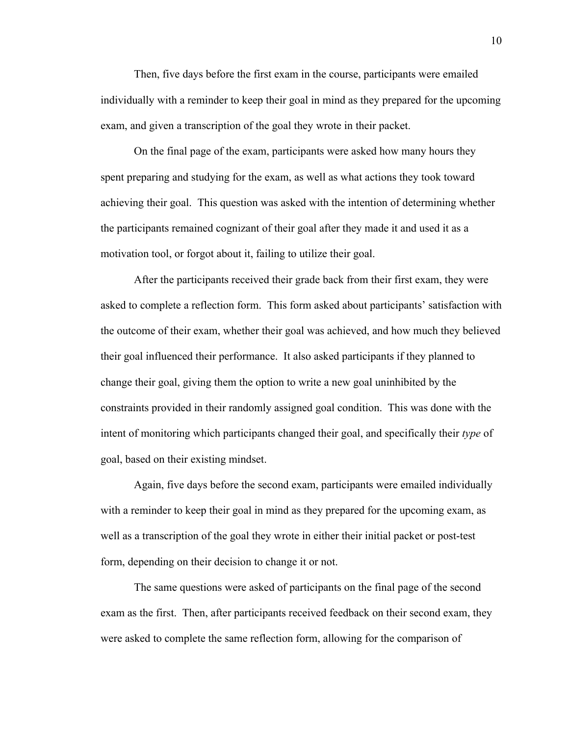Then, five days before the first exam in the course, participants were emailed individually with a reminder to keep their goal in mind as they prepared for the upcoming exam, and given a transcription of the goal they wrote in their packet.

On the final page of the exam, participants were asked how many hours they spent preparing and studying for the exam, as well as what actions they took toward achieving their goal. This question was asked with the intention of determining whether the participants remained cognizant of their goal after they made it and used it as a motivation tool, or forgot about it, failing to utilize their goal.

After the participants received their grade back from their first exam, they were asked to complete a reflection form. This form asked about participants' satisfaction with the outcome of their exam, whether their goal was achieved, and how much they believed their goal influenced their performance. It also asked participants if they planned to change their goal, giving them the option to write a new goal uninhibited by the constraints provided in their randomly assigned goal condition. This was done with the intent of monitoring which participants changed their goal, and specifically their *type* of goal, based on their existing mindset.

Again, five days before the second exam, participants were emailed individually with a reminder to keep their goal in mind as they prepared for the upcoming exam, as well as a transcription of the goal they wrote in either their initial packet or post-test form, depending on their decision to change it or not.

The same questions were asked of participants on the final page of the second exam as the first. Then, after participants received feedback on their second exam, they were asked to complete the same reflection form, allowing for the comparison of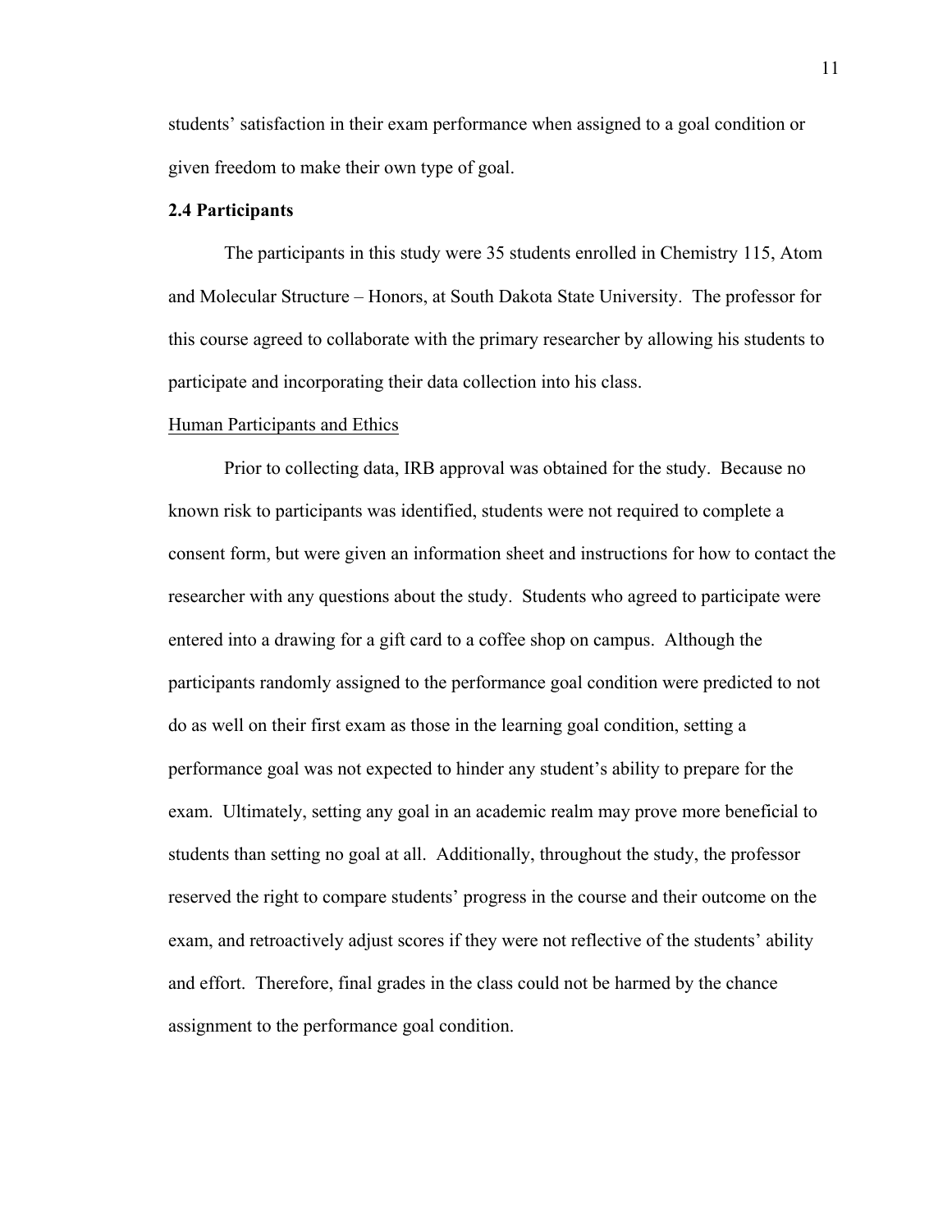students' satisfaction in their exam performance when assigned to a goal condition or given freedom to make their own type of goal.

## 2.4 Participants

The participants in this study were 35 students enrolled in Chemistry 115, Atom and Molecular Structure – Honors, at South Dakota State University. The professor for this course agreed to collaborate with the primary researcher by allowing his students to participate and incorporating their data collection into his class.

<u>Human Participants and Ethics</u>

Prior to collecting data, IRB approval was obtained for the study. Because no known risk to participants was identified, students were not required to complete a consent form, but were given an information sheet and instructions for how to contact the researcher with any questions about the study. Students who agreed to participate were entered into a drawing for a gift card to a coffee shop on campus. Although the participants randomly assigned to the performance goal condition were predicted to not do as well on their first exam as those in the learning goal condition, setting a performance goal was not expected to hinder any student's ability to prepare for the exam. Ultimately, setting any goal in an academic realm may prove more beneficial to students than setting no goal at all. Additionally, throughout the study, the professor reserved the right to compare students' progress in the course and their outcome on the exam, and retroactively adjust scores if they were not reflective of the students' ability and effort. Therefore, final grades in the class could not be harmed by the chance assignment to the performance goal condition.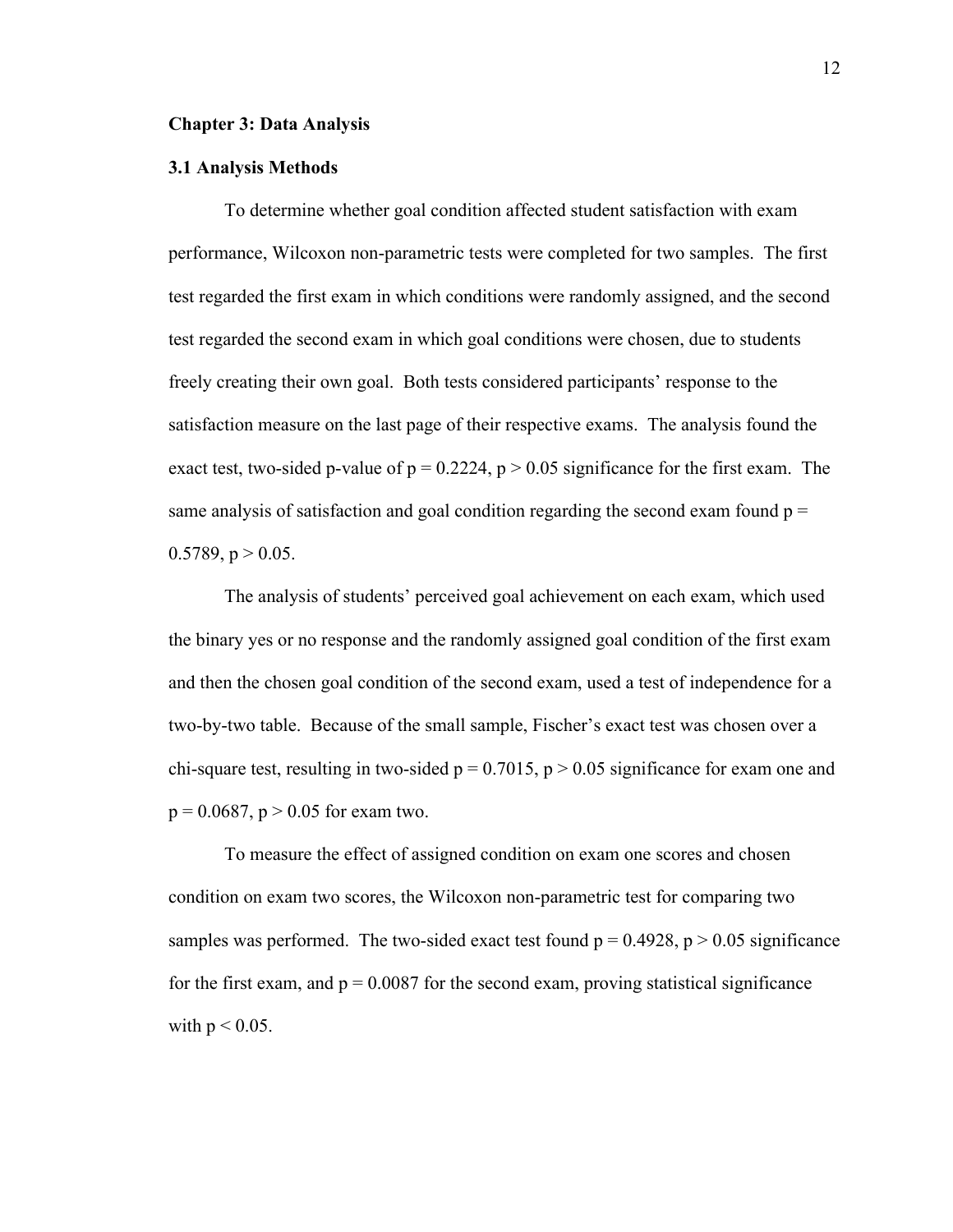## Chapter 3: Data Analysis

### 3.1 Analysis Methods

To determine whether goal condition affected student satisfaction with exam performance, Wilcoxon non-parametric tests were completed for two samples. The first test regarded the first exam in which conditions were randomly assigned, and the second test regarded the second exam in which goal conditions were chosen, due to students freely creating their own goal. Both tests considered participants' response to the satisfaction measure on the last page of their respective exams. The analysis found the exact test, two-sided p-value of $p = 0.2224$, $p > 0.05$ significance for the first exam. The same analysis of satisfaction and goal condition regarding the second exam found $p = 0.5789$, $p > 0.05$.

The analysis of students' perceived goal achievement on each exam, which used the binary yes or no response and the randomly assigned goal condition of the first exam and then the chosen goal condition of the second exam, used a test of independence for a two-by-two table. Because of the small sample, Fischer's exact test was chosen over a chi-square test, resulting in two-sided $p = 0.7015$, $p > 0.05$ significance for exam one and $p = 0.0687$, $p > 0.05$ for exam two.

To measure the effect of assigned condition on exam one scores and chosen condition on exam two scores, the Wilcoxon non-parametric test for comparing two samples was performed. The two-sided exact test found $p = 0.4928$, $p > 0.05$ significance for the first exam, and $p = 0.0087$ for the second exam, proving statistical significance with $p < 0.05$.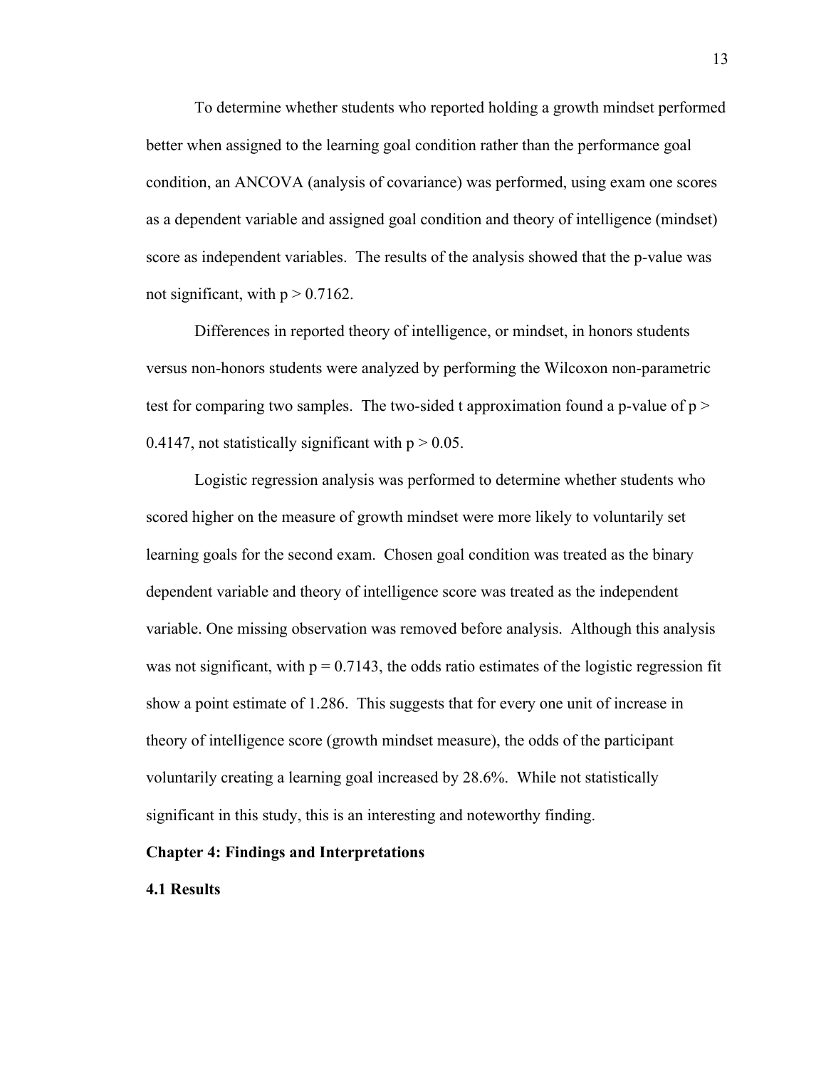To determine whether students who reported holding a growth mindset performed better when assigned to the learning goal condition rather than the performance goal condition, an ANCOVA (analysis of covariance) was performed, using exam one scores as a dependent variable and assigned goal condition and theory of intelligence (mindset) score as independent variables. The results of the analysis showed that the p-value was not significant, with $p > 0.7162$.

Differences in reported theory of intelligence, or mindset, in honors students versus non-honors students were analyzed by performing the Wilcoxon non-parametric test for comparing two samples. The two-sided t approximation found a p-value of $p > 0.4147$, not statistically significant with $p > 0.05$.

Logistic regression analysis was performed to determine whether students who scored higher on the measure of growth mindset were more likely to voluntarily set learning goals for the second exam. Chosen goal condition was treated as the binary dependent variable and theory of intelligence score was treated as the independent variable. One missing observation was removed before analysis. Although this analysis was not significant, with $p = 0.7143$, the odds ratio estimates of the logistic regression fit show a point estimate of 1.286. This suggests that for every one unit of increase in theory of intelligence score (growth mindset measure), the odds of the participant voluntarily creating a learning goal increased by 28.6%. While not statistically significant in this study, this is an interesting and noteworthy finding.

## Chapter 4: Findings and Interpretations

### 4.1 Results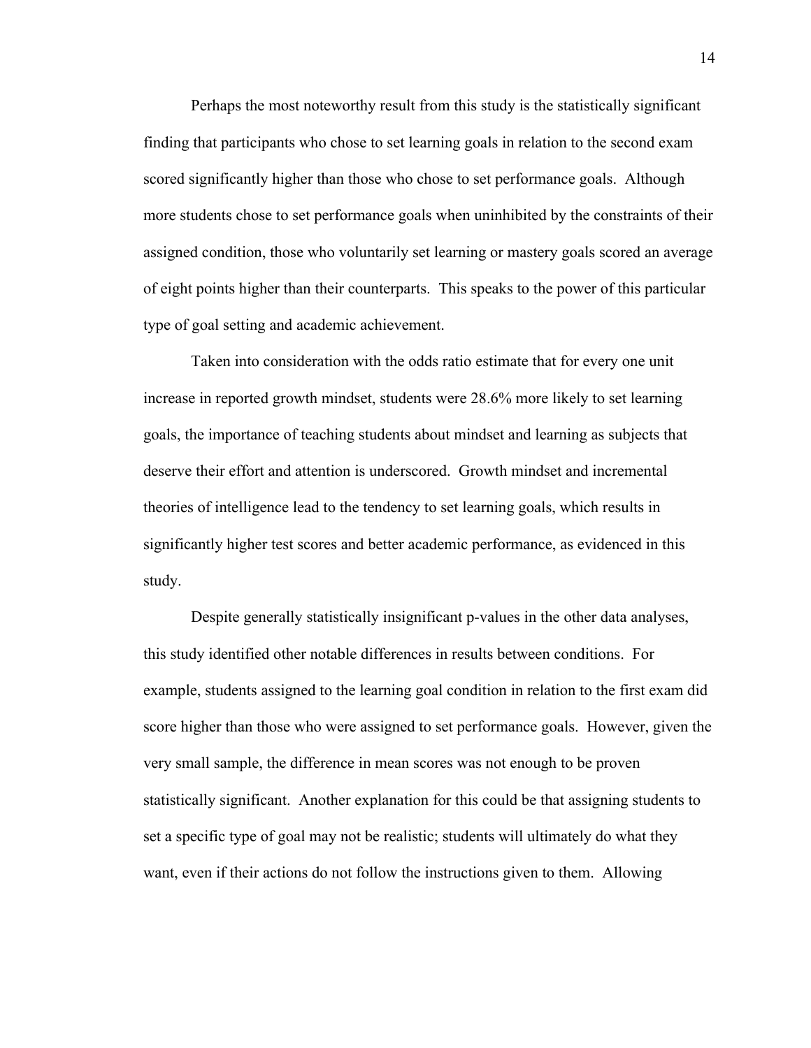Perhaps the most noteworthy result from this study is the statistically significant finding that participants who chose to set learning goals in relation to the second exam scored significantly higher than those who chose to set performance goals. Although more students chose to set performance goals when uninhibited by the constraints of their assigned condition, those who voluntarily set learning or mastery goals scored an average of eight points higher than their counterparts. This speaks to the power of this particular type of goal setting and academic achievement.

Taken into consideration with the odds ratio estimate that for every one unit increase in reported growth mindset, students were 28.6% more likely to set learning goals, the importance of teaching students about mindset and learning as subjects that deserve their effort and attention is underscored. Growth mindset and incremental theories of intelligence lead to the tendency to set learning goals, which results in significantly higher test scores and better academic performance, as evidenced in this study.

Despite generally statistically insignificant p-values in the other data analyses, this study identified other notable differences in results between conditions. For example, students assigned to the learning goal condition in relation to the first exam did score higher than those who were assigned to set performance goals. However, given the very small sample, the difference in mean scores was not enough to be proven statistically significant. Another explanation for this could be that assigning students to set a specific type of goal may not be realistic; students will ultimately do what they want, even if their actions do not follow the instructions given to them. Allowing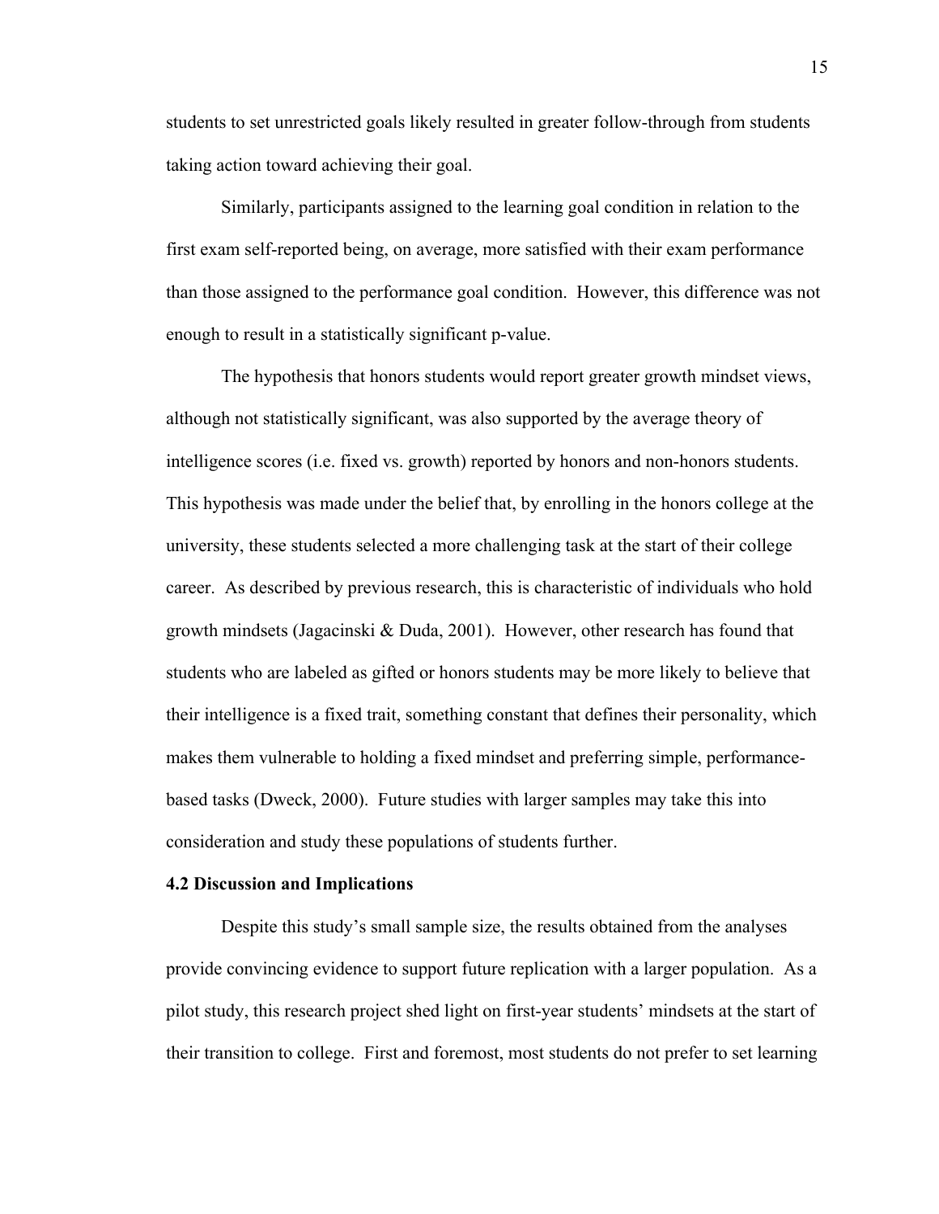students to set unrestricted goals likely resulted in greater follow-through from students taking action toward achieving their goal.

Similarly, participants assigned to the learning goal condition in relation to the first exam self-reported being, on average, more satisfied with their exam performance than those assigned to the performance goal condition. However, this difference was not enough to result in a statistically significant p-value.

The hypothesis that honors students would report greater growth mindset views, although not statistically significant, was also supported by the average theory of intelligence scores (i.e. fixed vs. growth) reported by honors and non-honors students. This hypothesis was made under the belief that, by enrolling in the honors college at the university, these students selected a more challenging task at the start of their college career. As described by previous research, this is characteristic of individuals who hold growth mindsets (Jagacinski & Duda, 2001). However, other research has found that students who are labeled as gifted or honors students may be more likely to believe that their intelligence is a fixed trait, something constant that defines their personality, which makes them vulnerable to holding a fixed mindset and preferring simple, performance-based tasks (Dweck, 2000). Future studies with larger samples may take this into consideration and study these populations of students further.

### 4.2 Discussion and Implications

Despite this study's small sample size, the results obtained from the analyses provide convincing evidence to support future replication with a larger population. As a pilot study, this research project shed light on first-year students' mindsets at the start of their transition to college. First and foremost, most students do not prefer to set learning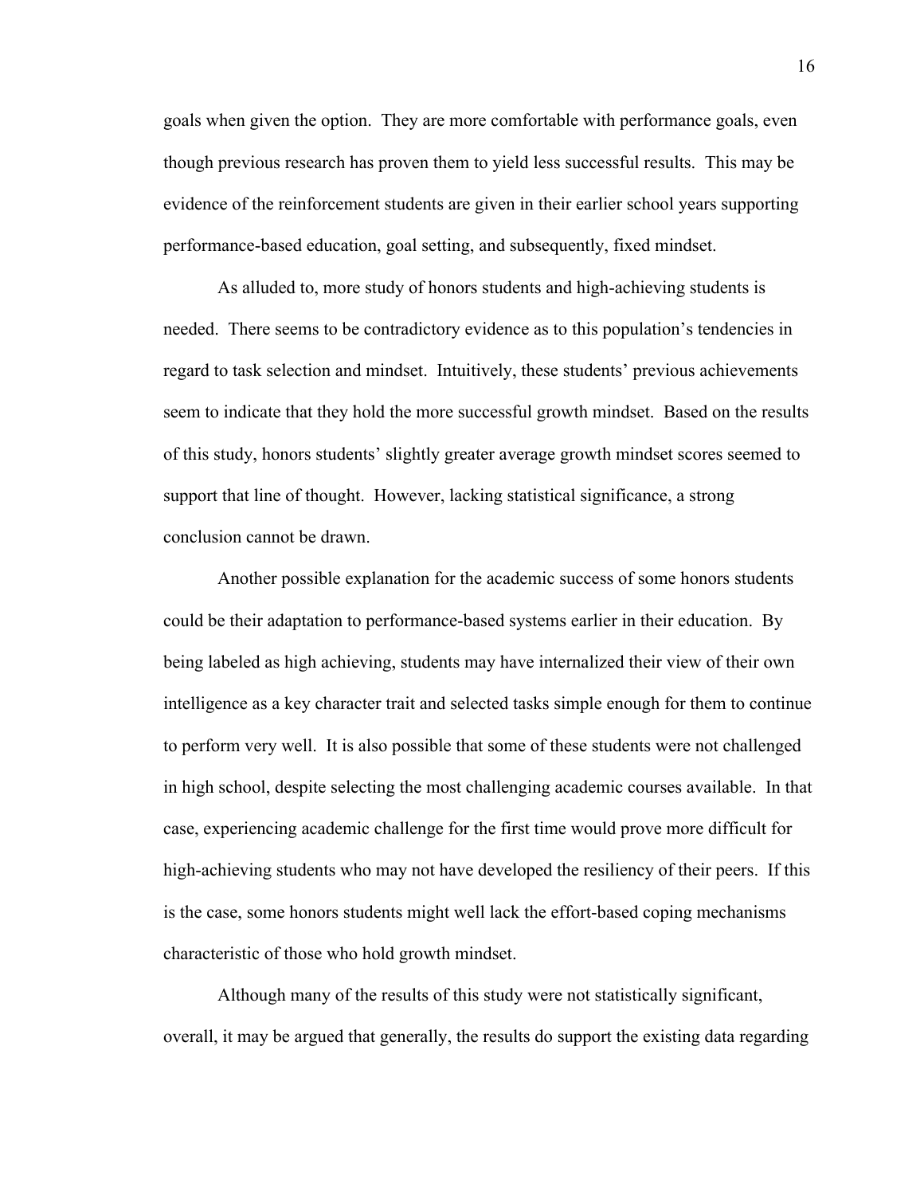goals when given the option. They are more comfortable with performance goals, even though previous research has proven them to yield less successful results. This may be evidence of the reinforcement students are given in their earlier school years supporting performance-based education, goal setting, and subsequently, fixed mindset.

As alluded to, more study of honors students and high-achieving students is needed. There seems to be contradictory evidence as to this population's tendencies in regard to task selection and mindset. Intuitively, these students' previous achievements seem to indicate that they hold the more successful growth mindset. Based on the results of this study, honors students' slightly greater average growth mindset scores seemed to support that line of thought. However, lacking statistical significance, a strong conclusion cannot be drawn.

Another possible explanation for the academic success of some honors students could be their adaptation to performance-based systems earlier in their education. By being labeled as high achieving, students may have internalized their view of their own intelligence as a key character trait and selected tasks simple enough for them to continue to perform very well. It is also possible that some of these students were not challenged in high school, despite selecting the most challenging academic courses available. In that case, experiencing academic challenge for the first time would prove more difficult for high-achieving students who may not have developed the resiliency of their peers. If this is the case, some honors students might well lack the effort-based coping mechanisms characteristic of those who hold growth mindset.

Although many of the results of this study were not statistically significant, overall, it may be argued that generally, the results do support the existing data regarding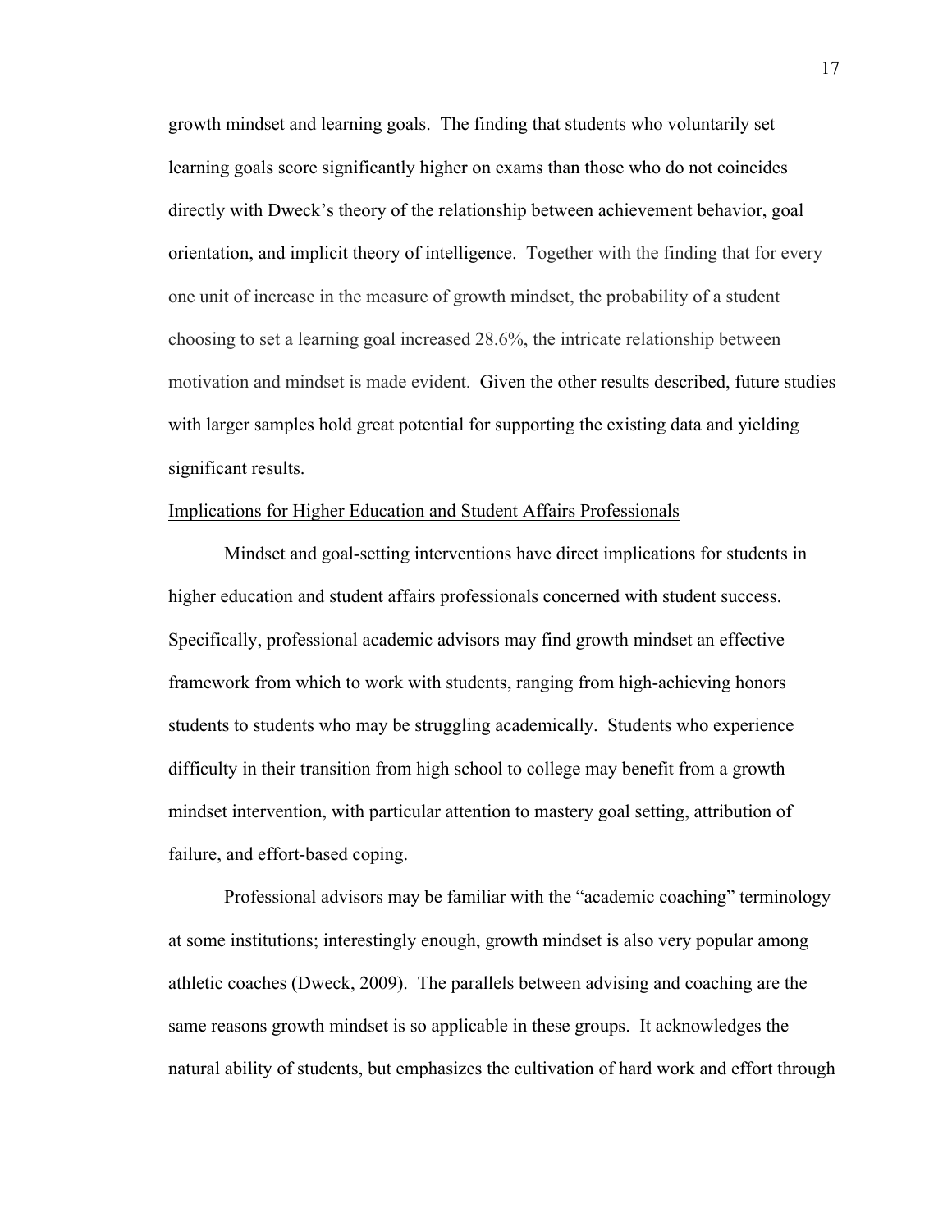growth mindset and learning goals. The finding that students who voluntarily set learning goals score significantly higher on exams than those who do not coincides directly with Dweck's theory of the relationship between achievement behavior, goal orientation, and implicit theory of intelligence. Together with the finding that for every one unit of increase in the measure of growth mindset, the probability of a student choosing to set a learning goal increased 28.6%, the intricate relationship between motivation and mindset is made evident. Given the other results described, future studies with larger samples hold great potential for supporting the existing data and yielding significant results.

## Implications for Higher Education and Student Affairs Professionals

Mindset and goal-setting interventions have direct implications for students in higher education and student affairs professionals concerned with student success. Specifically, professional academic advisors may find growth mindset an effective framework from which to work with students, ranging from high-achieving honors students to students who may be struggling academically. Students who experience difficulty in their transition from high school to college may benefit from a growth mindset intervention, with particular attention to mastery goal setting, attribution of failure, and effort-based coping.

Professional advisors may be familiar with the "academic coaching" terminology at some institutions; interestingly enough, growth mindset is also very popular among athletic coaches (Dweck, 2009). The parallels between advising and coaching are the same reasons growth mindset is so applicable in these groups. It acknowledges the natural ability of students, but emphasizes the cultivation of hard work and effort through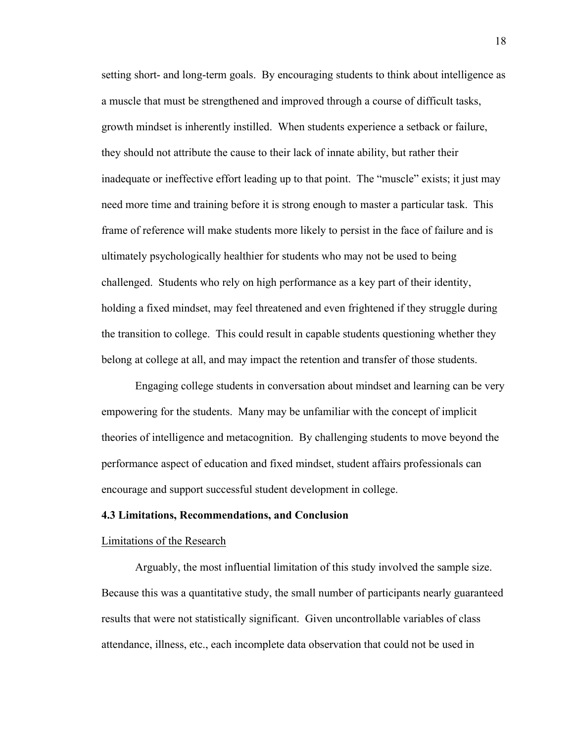setting short- and long-term goals. By encouraging students to think about intelligence as a muscle that must be strengthened and improved through a course of difficult tasks, growth mindset is inherently instilled. When students experience a setback or failure, they should not attribute the cause to their lack of innate ability, but rather their inadequate or ineffective effort leading up to that point. The "muscle" exists; it just may need more time and training before it is strong enough to master a particular task. This frame of reference will make students more likely to persist in the face of failure and is ultimately psychologically healthier for students who may not be used to being challenged. Students who rely on high performance as a key part of their identity, holding a fixed mindset, may feel threatened and even frightened if they struggle during the transition to college. This could result in capable students questioning whether they belong at college at all, and may impact the retention and transfer of those students.

Engaging college students in conversation about mindset and learning can be very empowering for the students. Many may be unfamiliar with the concept of implicit theories of intelligence and metacognition. By challenging students to move beyond the performance aspect of education and fixed mindset, student affairs professionals can encourage and support successful student development in college.

### 4.3 Limitations, Recommendations, and Conclusion

Limitations of the Research

Arguably, the most influential limitation of this study involved the sample size. Because this was a quantitative study, the small number of participants nearly guaranteed results that were not statistically significant. Given uncontrollable variables of class attendance, illness, etc., each incomplete data observation that could not be used in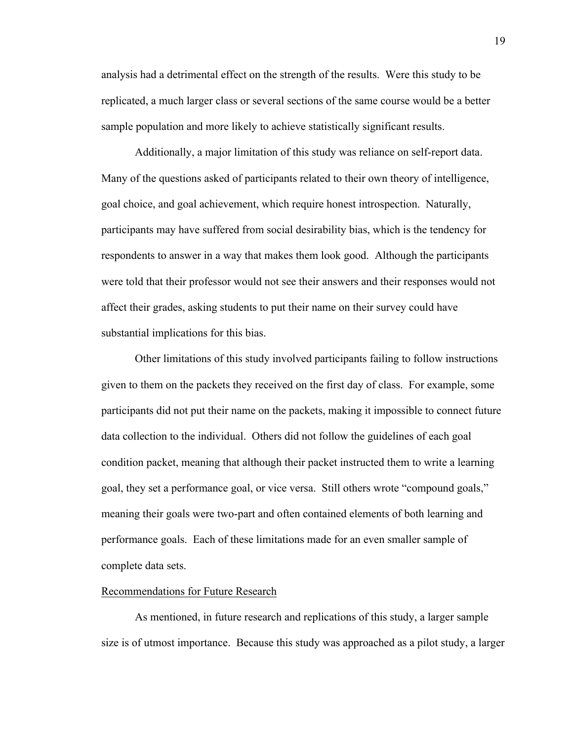analysis had a detrimental effect on the strength of the results. Were this study to be replicated, a much larger class or several sections of the same course would be a better sample population and more likely to achieve statistically significant results.

Additionally, a major limitation of this study was reliance on self-report data. Many of the questions asked of participants related to their own theory of intelligence, goal choice, and goal achievement, which require honest introspection. Naturally, participants may have suffered from social desirability bias, which is the tendency for respondents to answer in a way that makes them look good. Although the participants were told that their professor would not see their answers and their responses would not affect their grades, asking students to put their name on their survey could have substantial implications for this bias.

Other limitations of this study involved participants failing to follow instructions given to them on the packets they received on the first day of class. For example, some participants did not put their name on the packets, making it impossible to connect future data collection to the individual. Others did not follow the guidelines of each goal condition packet, meaning that although their packet instructed them to write a learning goal, they set a performance goal, or vice versa. Still others wrote "compound goals," meaning their goals were two-part and often contained elements of both learning and performance goals. Each of these limitations made for an even smaller sample of complete data sets.

## Recommendations for Future Research

As mentioned, in future research and replications of this study, a larger sample size is of utmost importance. Because this study was approached as a pilot study, a larger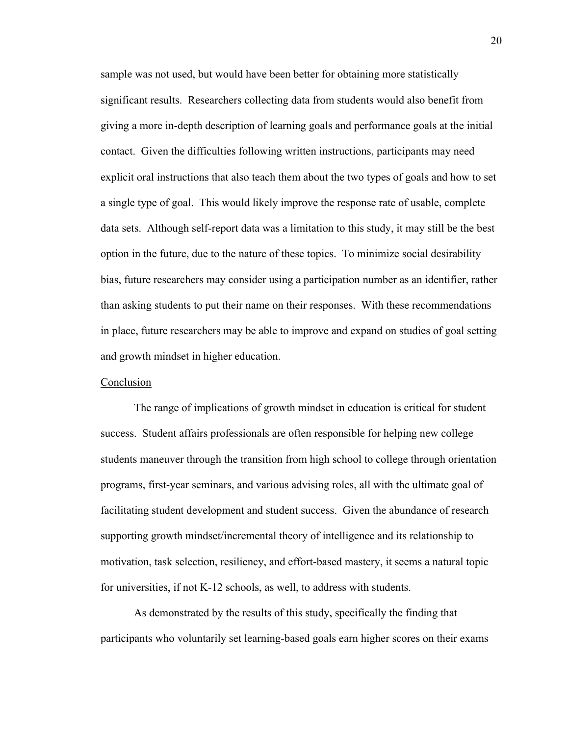sample was not used, but would have been better for obtaining more statistically significant results. Researchers collecting data from students would also benefit from giving a more in-depth description of learning goals and performance goals at the initial contact. Given the difficulties following written instructions, participants may need explicit oral instructions that also teach them about the two types of goals and how to set a single type of goal. This would likely improve the response rate of usable, complete data sets. Although self-report data was a limitation to this study, it may still be the best option in the future, due to the nature of these topics. To minimize social desirability bias, future researchers may consider using a participation number as an identifier, rather than asking students to put their name on their responses. With these recommendations in place, future researchers may be able to improve and expand on studies of goal setting and growth mindset in higher education.

## Conclusion

The range of implications of growth mindset in education is critical for student success. Student affairs professionals are often responsible for helping new college students maneuver through the transition from high school to college through orientation programs, first-year seminars, and various advising roles, all with the ultimate goal of facilitating student development and student success. Given the abundance of research supporting growth mindset/incremental theory of intelligence and its relationship to motivation, task selection, resiliency, and effort-based mastery, it seems a natural topic for universities, if not K-12 schools, as well, to address with students.

As demonstrated by the results of this study, specifically the finding that participants who voluntarily set learning-based goals earn higher scores on their exams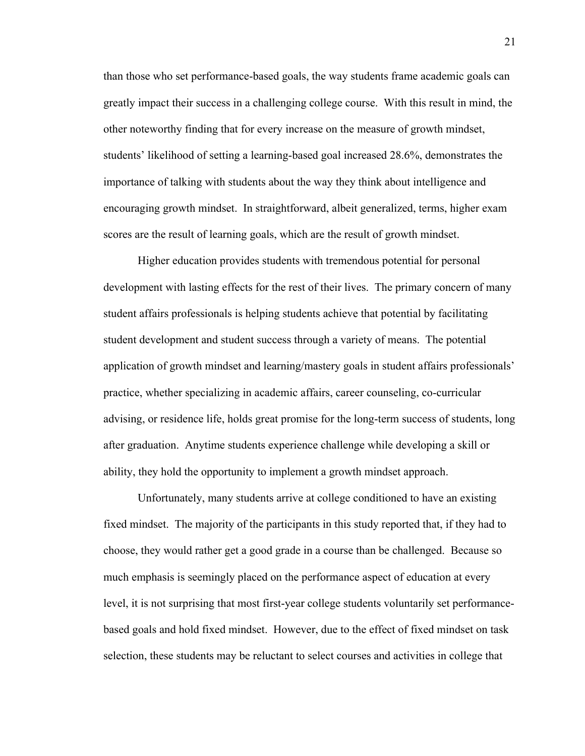than those who set performance-based goals, the way students frame academic goals can greatly impact their success in a challenging college course. With this result in mind, the other noteworthy finding that for every increase on the measure of growth mindset, students' likelihood of setting a learning-based goal increased 28.6%, demonstrates the importance of talking with students about the way they think about intelligence and encouraging growth mindset. In straightforward, albeit generalized, terms, higher exam scores are the result of learning goals, which are the result of growth mindset.

Higher education provides students with tremendous potential for personal development with lasting effects for the rest of their lives. The primary concern of many student affairs professionals is helping students achieve that potential by facilitating student development and student success through a variety of means. The potential application of growth mindset and learning/mastery goals in student affairs professionals' practice, whether specializing in academic affairs, career counseling, co-curricular advising, or residence life, holds great promise for the long-term success of students, long after graduation. Anytime students experience challenge while developing a skill or ability, they hold the opportunity to implement a growth mindset approach.

Unfortunately, many students arrive at college conditioned to have an existing fixed mindset. The majority of the participants in this study reported that, if they had to choose, they would rather get a good grade in a course than be challenged. Because so much emphasis is seemingly placed on the performance aspect of education at every level, it is not surprising that most first-year college students voluntarily set performance-based goals and hold fixed mindset. However, due to the effect of fixed mindset on task selection, these students may be reluctant to select courses and activities in college that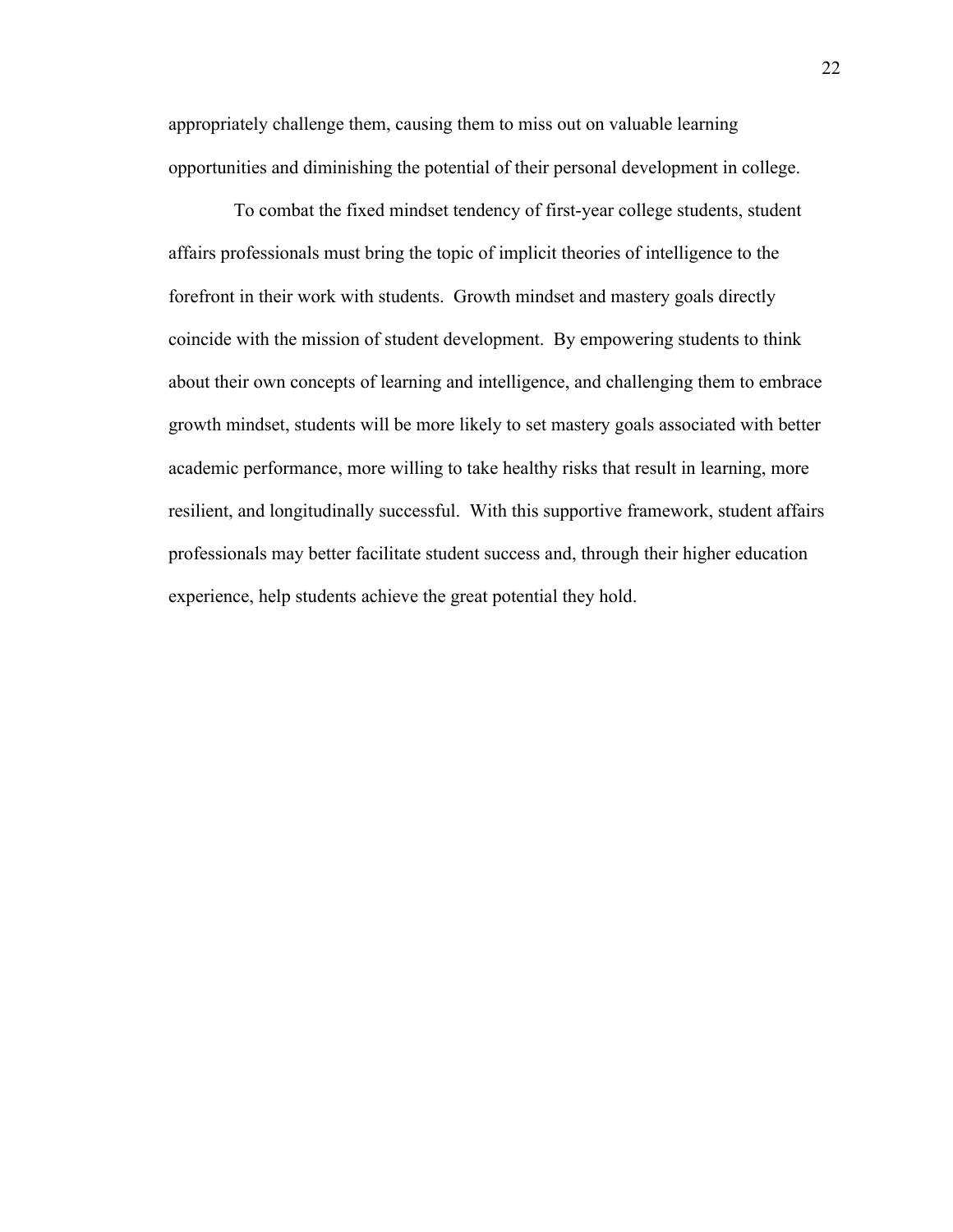appropriately challenge them, causing them to miss out on valuable learning opportunities and diminishing the potential of their personal development in college.

To combat the fixed mindset tendency of first-year college students, student affairs professionals must bring the topic of implicit theories of intelligence to the forefront in their work with students. Growth mindset and mastery goals directly coincide with the mission of student development. By empowering students to think about their own concepts of learning and intelligence, and challenging them to embrace growth mindset, students will be more likely to set mastery goals associated with better academic performance, more willing to take healthy risks that result in learning, more resilient, and longitudinally successful. With this supportive framework, student affairs professionals may better facilitate student success and, through their higher education experience, help students achieve the great potential they hold.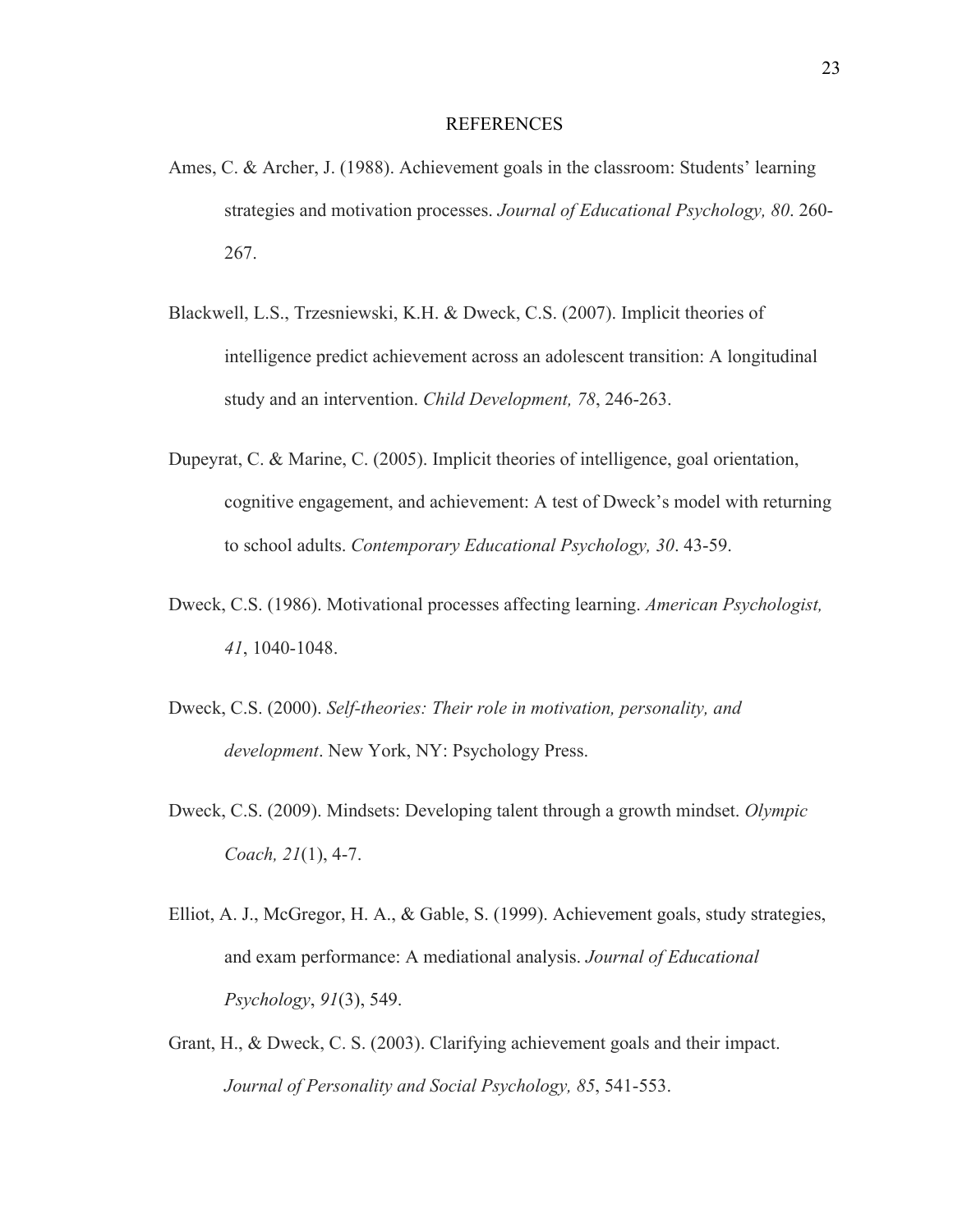# REFERENCES

Ames, C. & Archer, J. (1988). Achievement goals in the classroom: Students' learning strategies and motivation processes. *Journal of Educational Psychology, 80*. 260-267.

Blackwell, L.S., Trzesniewski, K.H. & Dweck, C.S. (2007). Implicit theories of intelligence predict achievement across an adolescent transition: A longitudinal study and an intervention. *Child Development, 78*, 246-263.

Dupeyrat, C. & Marine, C. (2005). Implicit theories of intelligence, goal orientation, cognitive engagement, and achievement: A test of Dweck's model with returning to school adults. *Contemporary Educational Psychology, 30*. 43-59.

Dweck, C.S. (1986). Motivational processes affecting learning. *American Psychologist, 41*, 1040-1048.

Dweck, C.S. (2000). *Self-theories: Their role in motivation, personality, and development*. New York, NY: Psychology Press.

Dweck, C.S. (2009). Mindsets: Developing talent through a growth mindset. *Olympic Coach, 21*(1), 4-7.

Elliot, A. J., McGregor, H. A., & Gable, S. (1999). Achievement goals, study strategies, and exam performance: A mediational analysis. *Journal of Educational Psychology*, *91*(3), 549.

Grant, H., & Dweck, C. S. (2003). Clarifying achievement goals and their impact. *Journal of Personality and Social Psychology, 85*, 541-553.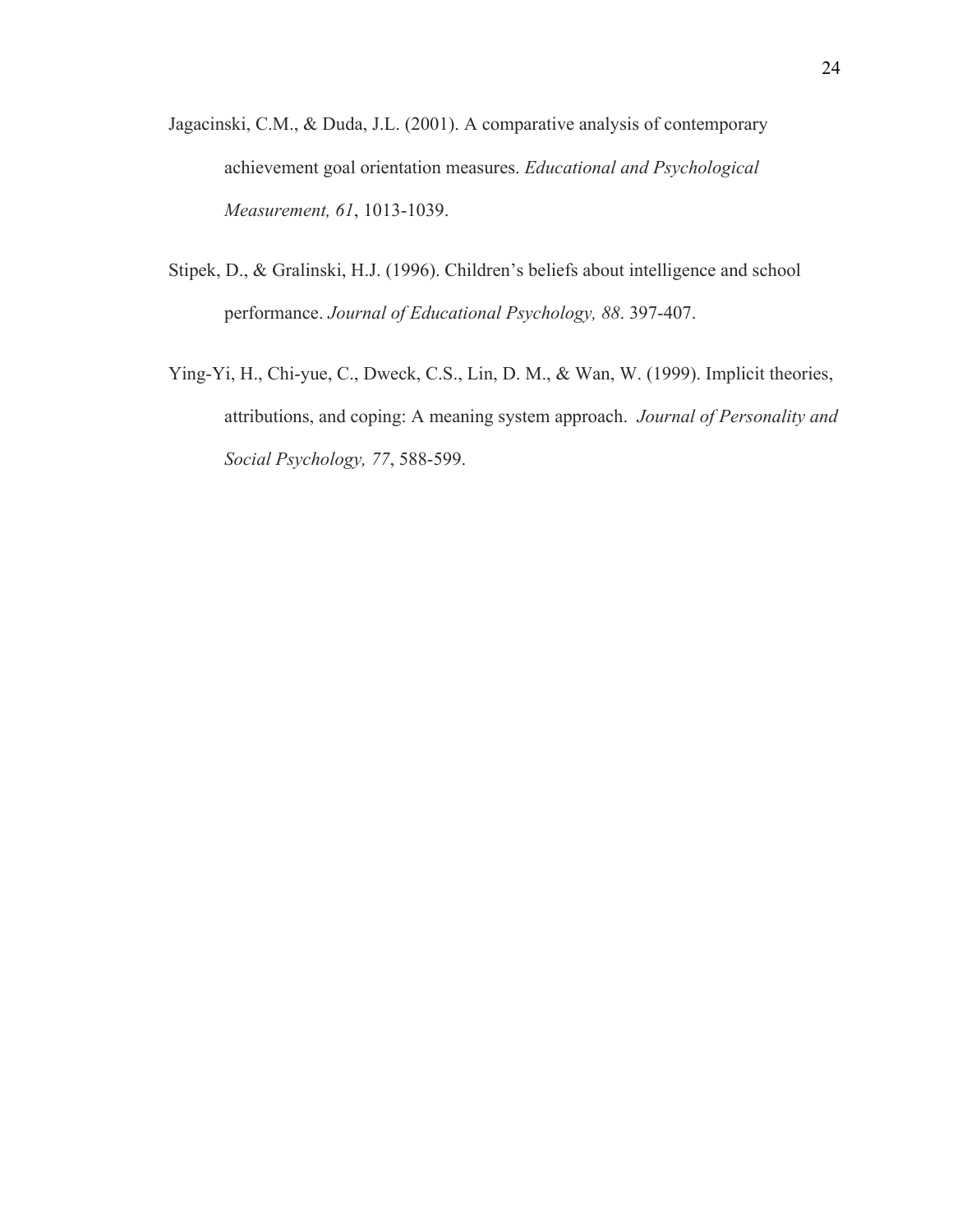Jagacinski, C.M., & Duda, J.L. (2001). A comparative analysis of contemporary achievement goal orientation measures. *Educational and Psychological Measurement, 61*, 1013-1039.

Stipek, D., & Gralinski, H.J. (1996). Children's beliefs about intelligence and school performance. *Journal of Educational Psychology, 88*. 397-407.

Ying-Yi, H., Chi-yue, C., Dweck, C.S., Lin, D. M., & Wan, W. (1999). Implicit theories, attributions, and coping: A meaning system approach. *Journal of Personality and Social Psychology, 77*, 588-599.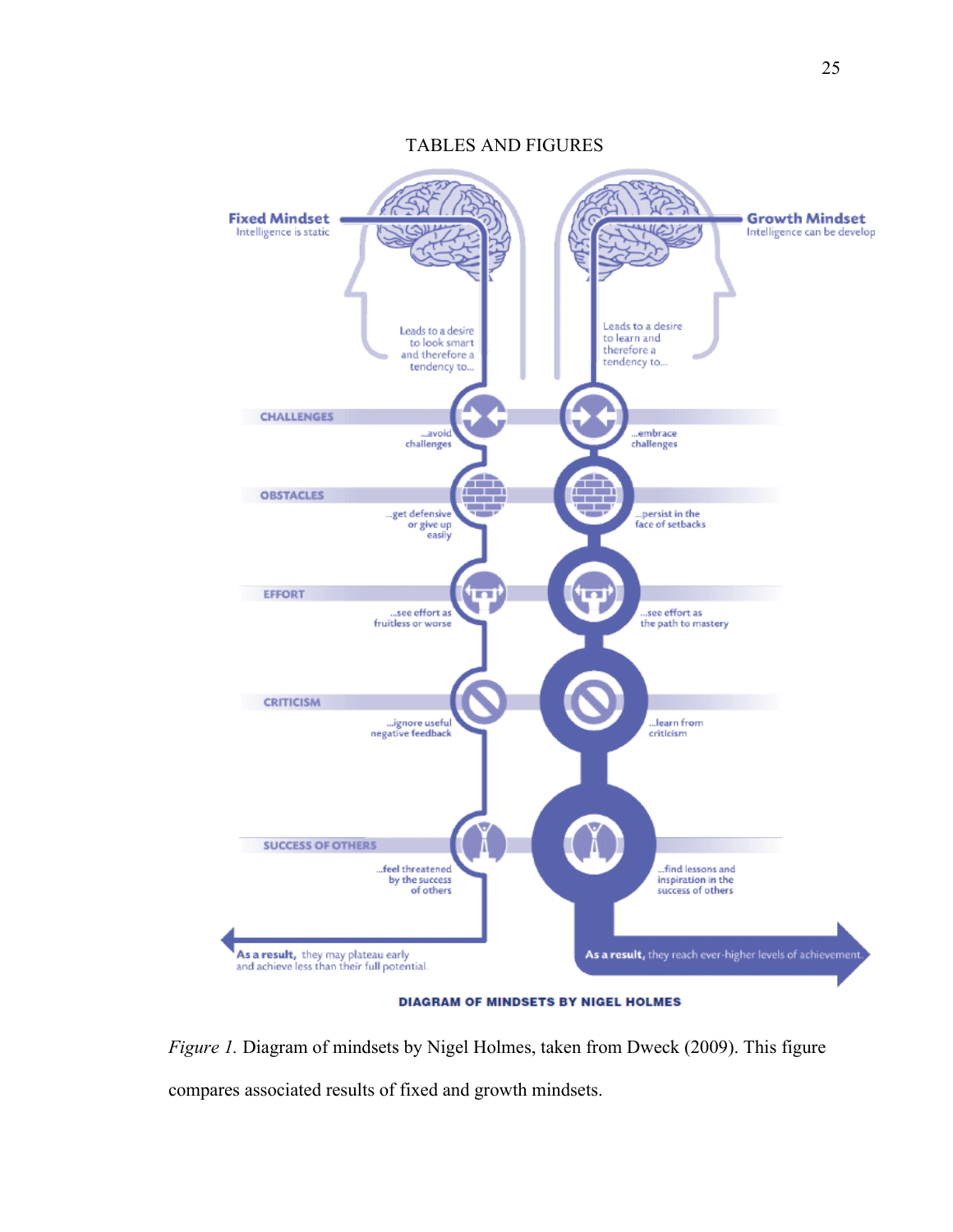TABLES AND FIGURES

Fixed Mindset
Intelligence is static

Leads to a desire to look smart and therefore a tendency to...

Growth Mindset
Intelligence can be develop

Leads to a desire to learn and therefore a tendency to...

| | Fixed Mindset | Growth Mindset |
|---|---|---|
| CHALLENGES | ...avoid challenges | ...embrace challenges |
| OBSTACLES | ...get defensive or give up easily | ...persist in the face of setbacks |
| EFFORT | ...see effort as fruitless or worse | ...see effort as the path to mastery |
| CRITICISM | ...ignore useful negative feedback | ...learn from criticism |
| SUCCESS OF OTHERS | ...feel threatened by the success of others | ...find lessons and inspiration in the success of others |

**As a result,** they may plateau early and achieve less than their full potential.

**As a result,** they reach ever-higher levels of achievement.

**DIAGRAM OF MINDSETS BY NIGEL HOLMES**

*Figure 1.* Diagram of mindsets by Nigel Holmes, taken from Dweck (2009). This figure compares associated results of fixed and growth mindsets.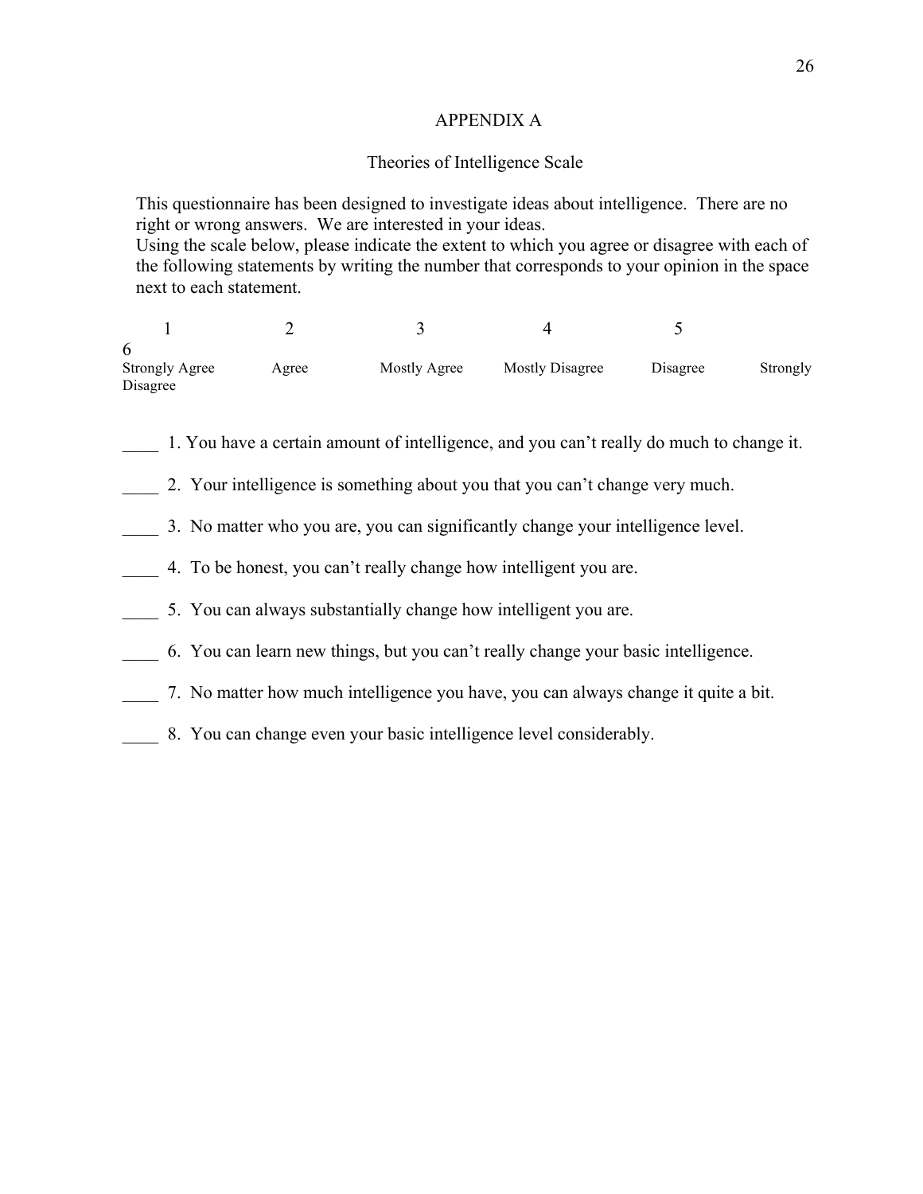# APPENDIX A

## Theories of Intelligence Scale

This questionnaire has been designed to investigate ideas about intelligence. There are no right or wrong answers. We are interested in your ideas.
Using the scale below, please indicate the extent to which you agree or disagree with each of the following statements by writing the number that corresponds to your opinion in the space next to each statement.

| 1 | 2 | 3 | 4 | 5 | 6 |
|---|---|---|---|---|---|
| Strongly Agree | Agree | Mostly Agree | Mostly Disagree | Disagree | Strongly Disagree |

____ 1. You have a certain amount of intelligence, and you can't really do much to change it.

____ 2. Your intelligence is something about you that you can't change very much.

____ 3. No matter who you are, you can significantly change your intelligence level.

____ 4. To be honest, you can't really change how intelligent you are.

____ 5. You can always substantially change how intelligent you are.

____ 6. You can learn new things, but you can't really change your basic intelligence.

____ 7. No matter how much intelligence you have, you can always change it quite a bit.

____ 8. You can change even your basic intelligence level considerably.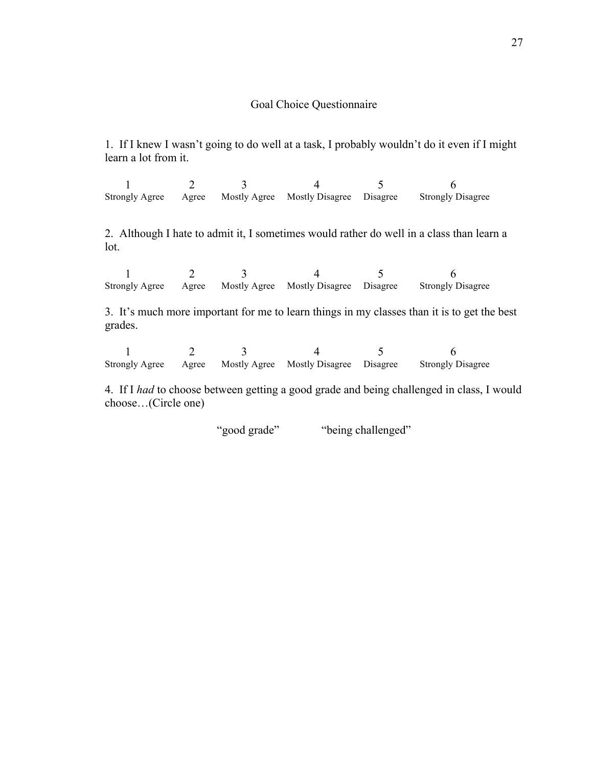## Goal Choice Questionnaire

1. If I knew I wasn't going to do well at a task, I probably wouldn't do it even if I might learn a lot from it.

| 1 | 2 | 3 | 4 | 5 | 6 |
|---|---|---|---|---|---|
| Strongly Agree | Agree | Mostly Agree | Mostly Disagree | Disagree | Strongly Disagree |

2. Although I hate to admit it, I sometimes would rather do well in a class than learn a lot.

| 1 | 2 | 3 | 4 | 5 | 6 |
|---|---|---|---|---|---|
| Strongly Agree | Agree | Mostly Agree | Mostly Disagree | Disagree | Strongly Disagree |

3. It's much more important for me to learn things in my classes than it is to get the best grades.

| 1 | 2 | 3 | 4 | 5 | 6 |
|---|---|---|---|---|---|
| Strongly Agree | Agree | Mostly Agree | Mostly Disagree | Disagree | Strongly Disagree |

4. If I *had* to choose between getting a good grade and being challenged in class, I would choose…(Circle one)

"good grade" "being challenged"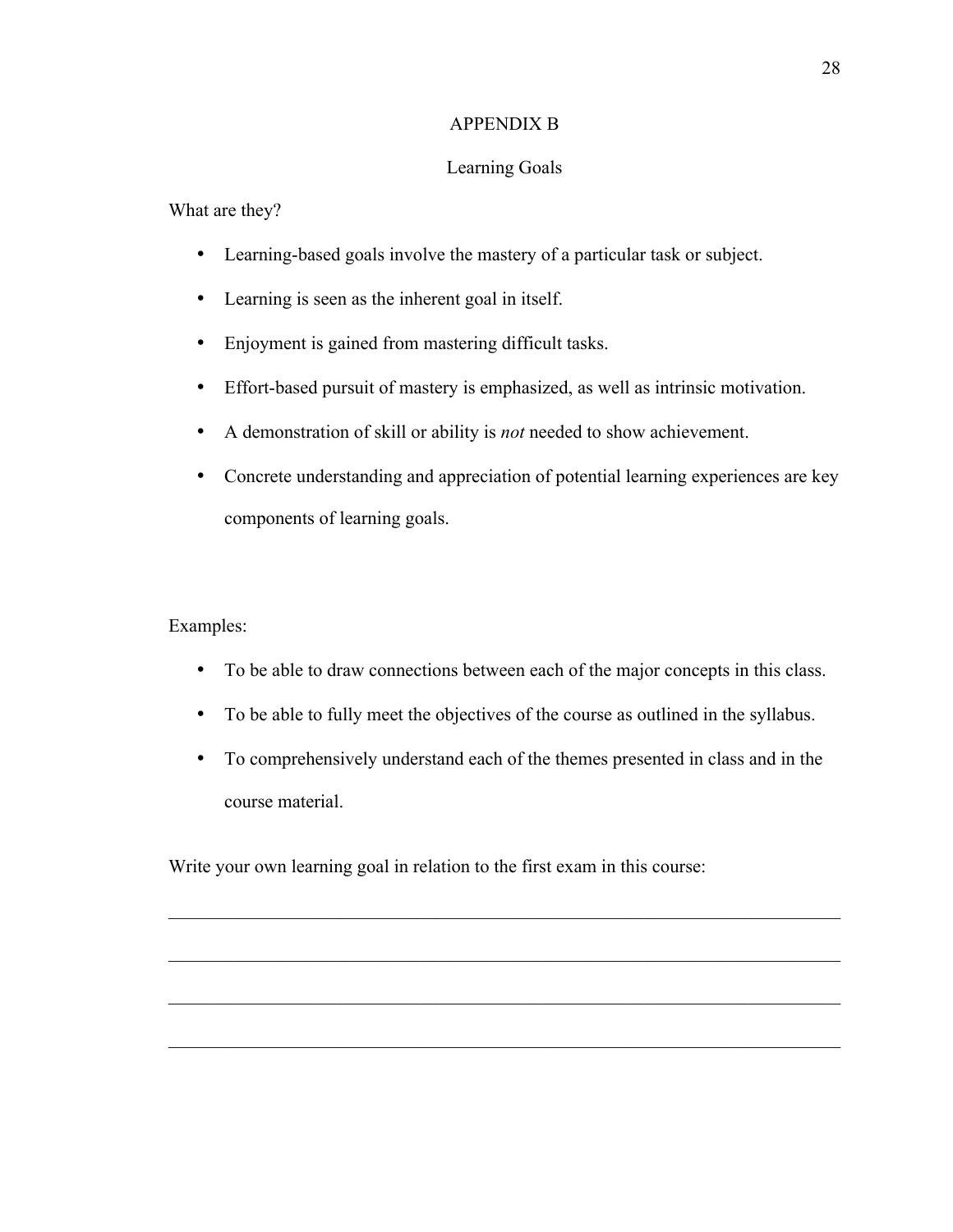# APPENDIX B

## Learning Goals

What are they?

- Learning-based goals involve the mastery of a particular task or subject.
- Learning is seen as the inherent goal in itself.
- Enjoyment is gained from mastering difficult tasks.
- Effort-based pursuit of mastery is emphasized, as well as intrinsic motivation.
- A demonstration of skill or ability is *not* needed to show achievement.
- Concrete understanding and appreciation of potential learning experiences are key components of learning goals.

Examples:

- To be able to draw connections between each of the major concepts in this class.
- To be able to fully meet the objectives of the course as outlined in the syllabus.
- To comprehensively understand each of the themes presented in class and in the course material.

Write your own learning goal in relation to the first exam in this course:

______________________________________________________________________

______________________________________________________________________

______________________________________________________________________

______________________________________________________________________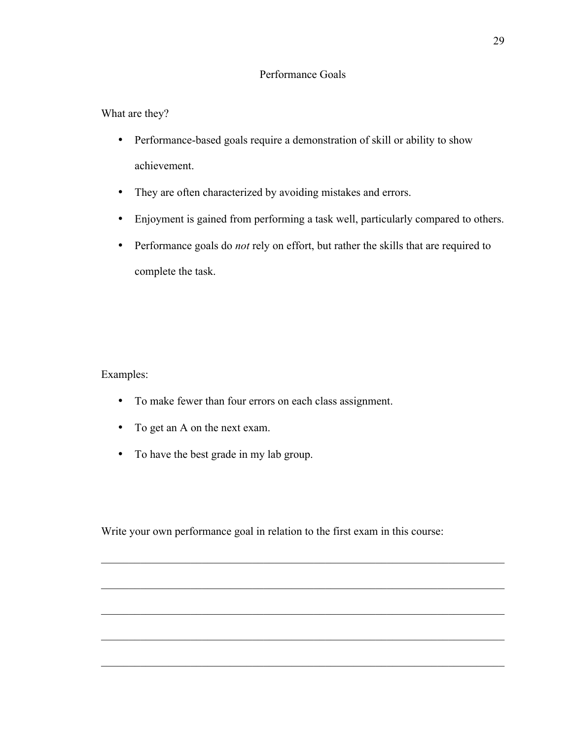# Performance Goals

What are they?

- Performance-based goals require a demonstration of skill or ability to show achievement.
- They are often characterized by avoiding mistakes and errors.
- Enjoyment is gained from performing a task well, particularly compared to others.
- Performance goals do *not* rely on effort, but rather the skills that are required to complete the task.

Examples:

- To make fewer than four errors on each class assignment.
- To get an A on the next exam.
- To have the best grade in my lab group.

Write your own performance goal in relation to the first exam in this course:

______________________________________________________________________

______________________________________________________________________

______________________________________________________________________

______________________________________________________________________

______________________________________________________________________